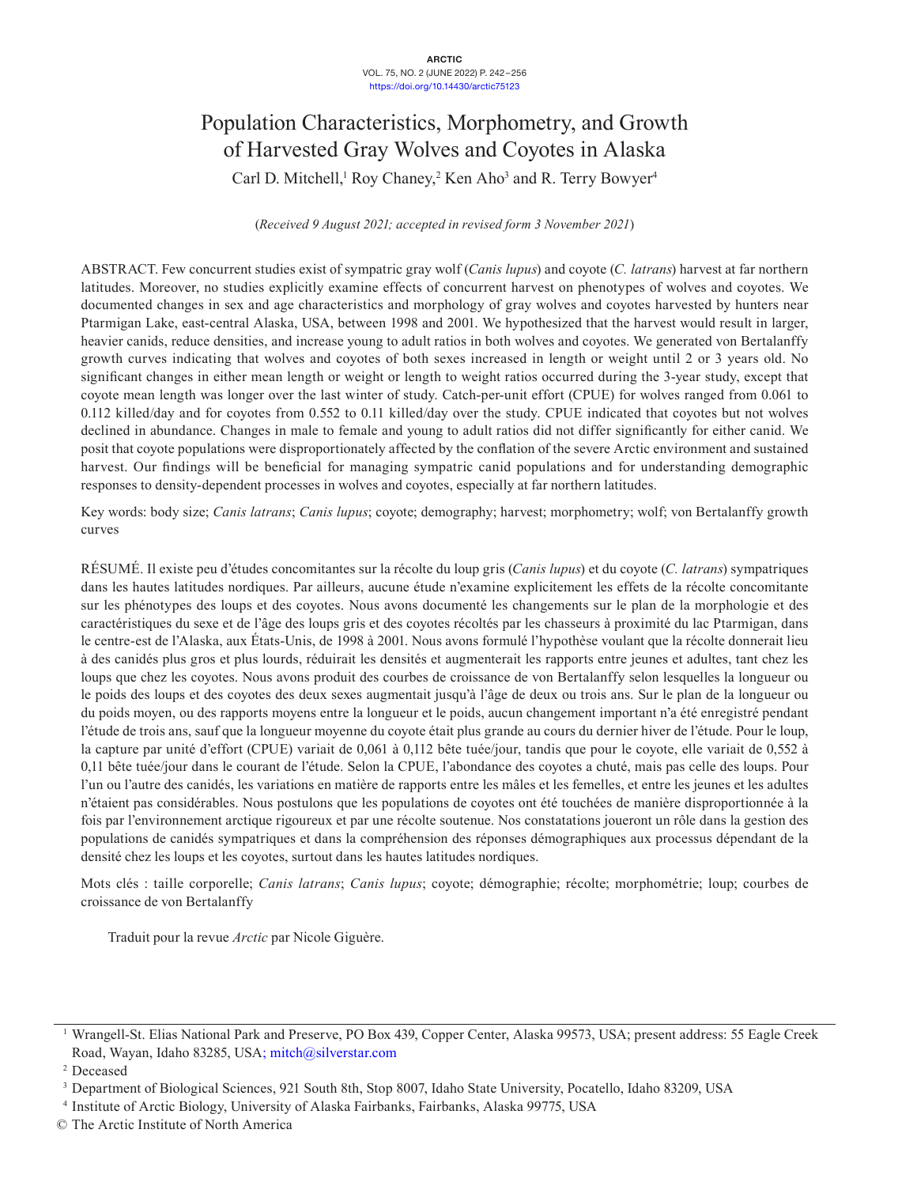# Population Characteristics, Morphometry, and Growth of Harvested Gray Wolves and Coyotes in Alaska

Carl D. Mitchell,[1] Roy Chaney,[2] Ken Aho[3] and R. Terry Bowyer[4]

(*Received 9 August 2021; accepted in revised form 3 November 2021*)

ABSTRACT. Few concurrent studies exist of sympatric gray wolf (*Canis lupus*) and coyote (*C. latrans*) harvest at far northern latitudes. Moreover, no studies explicitly examine effects of concurrent harvest on phenotypes of wolves and coyotes. We documented changes in sex and age characteristics and morphology of gray wolves and coyotes harvested by hunters near Ptarmigan Lake, east-central Alaska, USA, between 1998 and 2001. We hypothesized that the harvest would result in larger, heavier canids, reduce densities, and increase young to adult ratios in both wolves and coyotes. We generated von Bertalanffy growth curves indicating that wolves and coyotes of both sexes increased in length or weight until 2 or 3 years old. No significant changes in either mean length or weight or length to weight ratios occurred during the 3-year study, except that coyote mean length was longer over the last winter of study. Catch-per-unit effort (CPUE) for wolves ranged from 0.061 to 0.112 killed/day and for coyotes from 0.552 to 0.11 killed/day over the study. CPUE indicated that coyotes but not wolves declined in abundance. Changes in male to female and young to adult ratios did not differ significantly for either canid. We posit that coyote populations were disproportionately affected by the conflation of the severe Arctic environment and sustained harvest. Our findings will be beneficial for managing sympatric canid populations and for understanding demographic responses to density-dependent processes in wolves and coyotes, especially at far northern latitudes.

Key words: body size; *Canis latrans*; *Canis lupus*; coyote; demography; harvest; morphometry; wolf; von Bertalanffy growth curves

RÉSUMÉ. Il existe peu d'études concomitantes sur la récolte du loup gris (*Canis lupus*) et du coyote (*C. latrans*) sympatriques dans les hautes latitudes nordiques. Par ailleurs, aucune étude n'examine explicitement les effets de la récolte concomitante sur les phénotypes des loups et des coyotes. Nous avons documenté les changements sur le plan de la morphologie et des caractéristiques du sexe et de l'âge des loups gris et des coyotes récoltés par les chasseurs à proximité du lac Ptarmigan, dans le centre-est de l'Alaska, aux États-Unis, de 1998 à 2001. Nous avons formulé l'hypothèse voulant que la récolte donnerait lieu à des canidés plus gros et plus lourds, réduirait les densités et augmenterait les rapports entre jeunes et adultes, tant chez les loups que chez les coyotes. Nous avons produit des courbes de croissance de von Bertalanffy selon lesquelles la longueur ou le poids des loups et des coyotes des deux sexes augmentait jusqu'à l'âge de deux ou trois ans. Sur le plan de la longueur ou du poids moyen, ou des rapports moyens entre la longueur et le poids, aucun changement important n'a été enregistré pendant l'étude de trois ans, sauf que la longueur moyenne du coyote était plus grande au cours du dernier hiver de l'étude. Pour le loup, la capture par unité d'effort (CPUE) variait de 0,061 à 0,112 bête tuée/jour, tandis que pour le coyote, elle variait de 0,552 à 0,11 bête tuée/jour dans le courant de l'étude. Selon la CPUE, l'abondance des coyotes a chuté, mais pas celle des loups. Pour l'un ou l'autre des canidés, les variations en matière de rapports entre les mâles et les femelles, et entre les jeunes et les adultes n'étaient pas considérables. Nous postulons que les populations de coyotes ont été touchées de manière disproportionnée à la fois par l'environnement arctique rigoureux et par une récolte soutenue. Nos constatations joueront un rôle dans la gestion des populations de canidés sympatriques et dans la compréhension des réponses démographiques aux processus dépendant de la densité chez les loups et les coyotes, surtout dans les hautes latitudes nordiques.

Mots clés : taille corporelle; *Canis latrans*; *Canis lupus*; coyote; démographie; récolte; morphométrie; loup; courbes de croissance de von Bertalanffy

Traduit pour la revue *Arctic* par Nicole Giguère.

---

[1] Wrangell-St. Elias National Park and Preserve, PO Box 439, Copper Center, Alaska 99573, USA; present address: 55 Eagle Creek Road, Wayan, Idaho 83285, USA; mitch@silverstar.com

[2] Deceased

[3] Department of Biological Sciences, 921 South 8th, Stop 8007, Idaho State University, Pocatello, Idaho 83209, USA

[4] Institute of Arctic Biology, University of Alaska Fairbanks, Fairbanks, Alaska 99775, USA

© The Arctic Institute of North America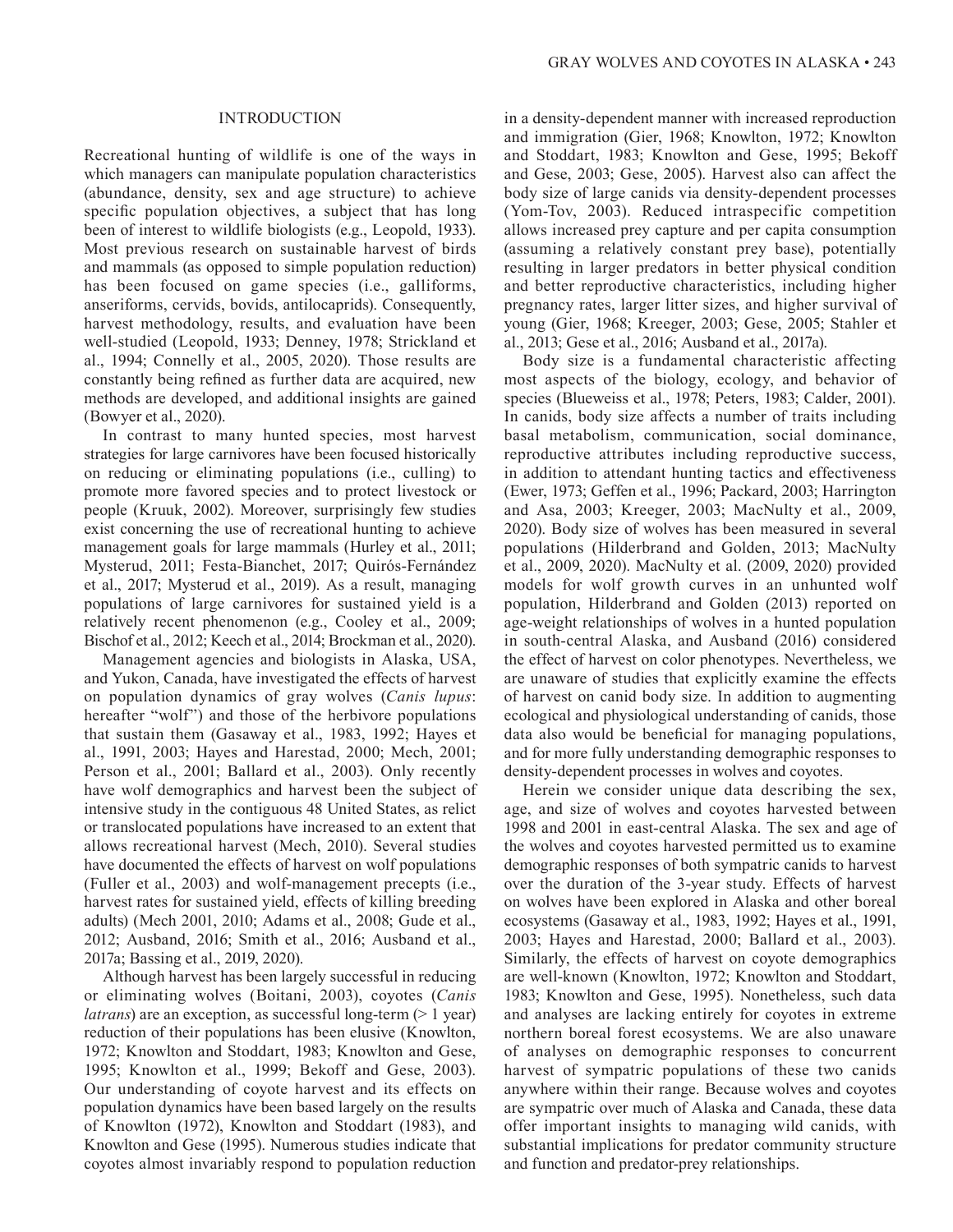## INTRODUCTION

Recreational hunting of wildlife is one of the ways in which managers can manipulate population characteristics (abundance, density, sex and age structure) to achieve specific population objectives, a subject that has long been of interest to wildlife biologists (e.g., Leopold, 1933). Most previous research on sustainable harvest of birds and mammals (as opposed to simple population reduction) has been focused on game species (i.e., galliforms, anseriforms, cervids, bovids, antilocaprids). Consequently, harvest methodology, results, and evaluation have been well-studied (Leopold, 1933; Denney, 1978; Strickland et al., 1994; Connelly et al., 2005, 2020). Those results are constantly being refined as further data are acquired, new methods are developed, and additional insights are gained (Bowyer et al., 2020).

In contrast to many hunted species, most harvest strategies for large carnivores have been focused historically on reducing or eliminating populations (i.e., culling) to promote more favored species and to protect livestock or people (Kruuk, 2002). Moreover, surprisingly few studies exist concerning the use of recreational hunting to achieve management goals for large mammals (Hurley et al., 2011; Mysterud, 2011; Festa-Bianchet, 2017; Quirós-Fernández et al., 2017; Mysterud et al., 2019). As a result, managing populations of large carnivores for sustained yield is a relatively recent phenomenon (e.g., Cooley et al., 2009; Bischof et al., 2012; Keech et al., 2014; Brockman et al., 2020).

Management agencies and biologists in Alaska, USA, and Yukon, Canada, have investigated the effects of harvest on population dynamics of gray wolves (*Canis lupus*: hereafter "wolf") and those of the herbivore populations that sustain them (Gasaway et al., 1983, 1992; Hayes et al., 1991, 2003; Hayes and Harestad, 2000; Mech, 2001; Person et al., 2001; Ballard et al., 2003). Only recently have wolf demographics and harvest been the subject of intensive study in the contiguous 48 United States, as relict or translocated populations have increased to an extent that allows recreational harvest (Mech, 2010). Several studies have documented the effects of harvest on wolf populations (Fuller et al., 2003) and wolf-management precepts (i.e., harvest rates for sustained yield, effects of killing breeding adults) (Mech 2001, 2010; Adams et al., 2008; Gude et al., 2012; Ausband, 2016; Smith et al., 2016; Ausband et al., 2017a; Bassing et al., 2019, 2020).

Although harvest has been largely successful in reducing or eliminating wolves (Boitani, 2003), coyotes (*Canis latrans*) are an exception, as successful long-term (> 1 year) reduction of their populations has been elusive (Knowlton, 1972; Knowlton and Stoddart, 1983; Knowlton and Gese, 1995; Knowlton et al., 1999; Bekoff and Gese, 2003). Our understanding of coyote harvest and its effects on population dynamics have been based largely on the results of Knowlton (1972), Knowlton and Stoddart (1983), and Knowlton and Gese (1995). Numerous studies indicate that coyotes almost invariably respond to population reduction in a density-dependent manner with increased reproduction and immigration (Gier, 1968; Knowlton, 1972; Knowlton and Stoddart, 1983; Knowlton and Gese, 1995; Bekoff and Gese, 2003; Gese, 2005). Harvest also can affect the body size of large canids via density-dependent processes (Yom-Tov, 2003). Reduced intraspecific competition allows increased prey capture and per capita consumption (assuming a relatively constant prey base), potentially resulting in larger predators in better physical condition and better reproductive characteristics, including higher pregnancy rates, larger litter sizes, and higher survival of young (Gier, 1968; Kreeger, 2003; Gese, 2005; Stahler et al., 2013; Gese et al., 2016; Ausband et al., 2017a).

Body size is a fundamental characteristic affecting most aspects of the biology, ecology, and behavior of species (Blueweiss et al., 1978; Peters, 1983; Calder, 2001). In canids, body size affects a number of traits including basal metabolism, communication, social dominance, reproductive attributes including reproductive success, in addition to attendant hunting tactics and effectiveness (Ewer, 1973; Geffen et al., 1996; Packard, 2003; Harrington and Asa, 2003; Kreeger, 2003; MacNulty et al., 2009, 2020). Body size of wolves has been measured in several populations (Hilderbrand and Golden, 2013; MacNulty et al., 2009, 2020). MacNulty et al. (2009, 2020) provided models for wolf growth curves in an unhunted wolf population, Hilderbrand and Golden (2013) reported on age-weight relationships of wolves in a hunted population in south-central Alaska, and Ausband (2016) considered the effect of harvest on color phenotypes. Nevertheless, we are unaware of studies that explicitly examine the effects of harvest on canid body size. In addition to augmenting ecological and physiological understanding of canids, those data also would be beneficial for managing populations, and for more fully understanding demographic responses to density-dependent processes in wolves and coyotes.

Herein we consider unique data describing the sex, age, and size of wolves and coyotes harvested between 1998 and 2001 in east-central Alaska. The sex and age of the wolves and coyotes harvested permitted us to examine demographic responses of both sympatric canids to harvest over the duration of the 3-year study. Effects of harvest on wolves have been explored in Alaska and other boreal ecosystems (Gasaway et al., 1983, 1992; Hayes et al., 1991, 2003; Hayes and Harestad, 2000; Ballard et al., 2003). Similarly, the effects of harvest on coyote demographics are well-known (Knowlton, 1972; Knowlton and Stoddart, 1983; Knowlton and Gese, 1995). Nonetheless, such data and analyses are lacking entirely for coyotes in extreme northern boreal forest ecosystems. We are also unaware of analyses on demographic responses to concurrent harvest of sympatric populations of these two canids anywhere within their range. Because wolves and coyotes are sympatric over much of Alaska and Canada, these data offer important insights to managing wild canids, with substantial implications for predator community structure and function and predator-prey relationships.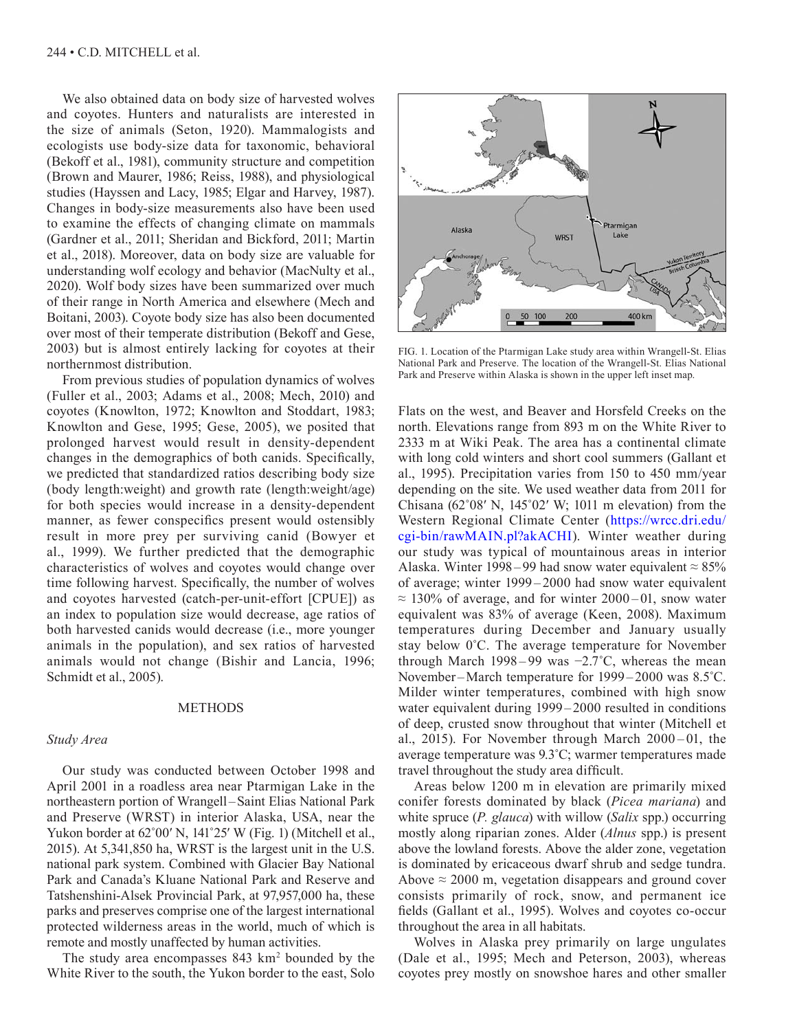We also obtained data on body size of harvested wolves and coyotes. Hunters and naturalists are interested in the size of animals (Seton, 1920). Mammalogists and ecologists use body-size data for taxonomic, behavioral (Bekoff et al., 1981), community structure and competition (Brown and Maurer, 1986; Reiss, 1988), and physiological studies (Hayssen and Lacy, 1985; Elgar and Harvey, 1987). Changes in body-size measurements also have been used to examine the effects of changing climate on mammals (Gardner et al., 2011; Sheridan and Bickford, 2011; Martin et al., 2018). Moreover, data on body size are valuable for understanding wolf ecology and behavior (MacNulty et al., 2020). Wolf body sizes have been summarized over much of their range in North America and elsewhere (Mech and Boitani, 2003). Coyote body size has also been documented over most of their temperate distribution (Bekoff and Gese, 2003) but is almost entirely lacking for coyotes at their northernmost distribution.

From previous studies of population dynamics of wolves (Fuller et al., 2003; Adams et al., 2008; Mech, 2010) and coyotes (Knowlton, 1972; Knowlton and Stoddart, 1983; Knowlton and Gese, 1995; Gese, 2005), we posited that prolonged harvest would result in density-dependent changes in the demographics of both canids. Specifically, we predicted that standardized ratios describing body size (body length:weight) and growth rate (length:weight/age) for both species would increase in a density-dependent manner, as fewer conspecifics present would ostensibly result in more prey per surviving canid (Bowyer et al., 1999). We further predicted that the demographic characteristics of wolves and coyotes would change over time following harvest. Specifically, the number of wolves and coyotes harvested (catch-per-unit-effort [CPUE]) as an index to population size would decrease, age ratios of both harvested canids would decrease (i.e., more younger animals in the population), and sex ratios of harvested animals would not change (Bishir and Lancia, 1996; Schmidt et al., 2005).

## METHODS

### *Study Area*

Our study was conducted between October 1998 and April 2001 in a roadless area near Ptarmigan Lake in the northeastern portion of Wrangell–Saint Elias National Park and Preserve (WRST) in interior Alaska, USA, near the Yukon border at 62˚00′ N, 141˚25′ W (Fig. 1) (Mitchell et al., 2015). At 5,341,850 ha, WRST is the largest unit in the U.S. national park system. Combined with Glacier Bay National Park and Canada's Kluane National Park and Reserve and Tatshenshini-Alsek Provincial Park, at 97,957,000 ha, these parks and preserves comprise one of the largest international protected wilderness areas in the world, much of which is remote and mostly unaffected by human activities.

The study area encompasses 843 km² bounded by the White River to the south, the Yukon border to the east, Solo Flats on the west, and Beaver and Horsfeld Creeks on the north. Elevations range from 893 m on the White River to 2333 m at Wiki Peak. The area has a continental climate with long cold winters and short cool summers (Gallant et al., 1995). Precipitation varies from 150 to 450 mm/year depending on the site. We used weather data from 2011 for Chisana (62˚08′ N, 145˚02′ W; 1011 m elevation) from the Western Regional Climate Center (https://wrcc.dri.edu/cgi-bin/rawMAIN.pl?akACHI). Winter weather during our study was typical of mountainous areas in interior Alaska. Winter 1998–99 had snow water equivalent ≈ 85% of average; winter 1999–2000 had snow water equivalent ≈ 130% of average, and for winter 2000–01, snow water equivalent was 83% of average (Keen, 2008). Maximum temperatures during December and January usually stay below 0˚C. The average temperature for November through March 1998–99 was −2.7˚C, whereas the mean November–March temperature for 1999–2000 was 8.5˚C. Milder winter temperatures, combined with high snow water equivalent during 1999–2000 resulted in conditions of deep, crusted snow throughout that winter (Mitchell et al., 2015). For November through March 2000–01, the average temperature was 9.3˚C; warmer temperatures made travel throughout the study area difficult.

FIG. 1. Location of the Ptarmigan Lake study area within Wrangell-St. Elias National Park and Preserve. The location of the Wrangell-St. Elias National Park and Preserve within Alaska is shown in the upper left inset map.

Areas below 1200 m in elevation are primarily mixed conifer forests dominated by black (*Picea mariana*) and white spruce (*P. glauca*) with willow (*Salix* spp.) occurring mostly along riparian zones. Alder (*Alnus* spp.) is present above the lowland forests. Above the alder zone, vegetation is dominated by ericaceous dwarf shrub and sedge tundra. Above ≈ 2000 m, vegetation disappears and ground cover consists primarily of rock, snow, and permanent ice fields (Gallant et al., 1995). Wolves and coyotes co-occur throughout the area in all habitats.

Wolves in Alaska prey primarily on large ungulates (Dale et al., 1995; Mech and Peterson, 2003), whereas coyotes prey mostly on snowshoe hares and other smaller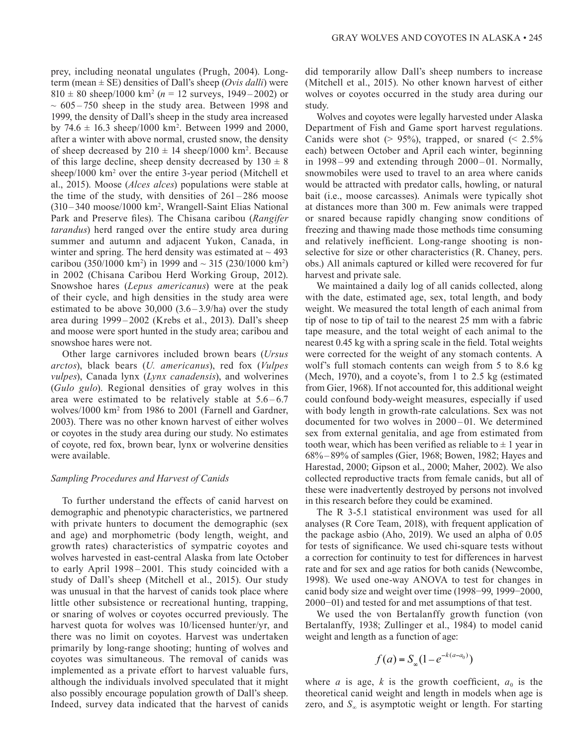prey, including neonatal ungulates (Prugh, 2004). Long-term (mean ± SE) densities of Dall's sheep (*Ovis dalli*) were 810 ± 80 sheep/1000 km$^2$ (*n* = 12 surveys, 1949–2002) or ~ 605–750 sheep in the study area. Between 1998 and 1999, the density of Dall's sheep in the study area increased by 74.6 ± 16.3 sheep/1000 km$^2$. Between 1999 and 2000, after a winter with above normal, crusted snow, the density of sheep decreased by 210 ± 14 sheep/1000 km$^2$. Because of this large decline, sheep density decreased by 130 ± 8 sheep/1000 km$^2$ over the entire 3-year period (Mitchell et al., 2015). Moose (*Alces alces*) populations were stable at the time of the study, with densities of 261–286 moose (310–340 moose/1000 km$^2$, Wrangell-Saint Elias National Park and Preserve files). The Chisana caribou (*Rangifer tarandus*) herd ranged over the entire study area during summer and autumn and adjacent Yukon, Canada, in winter and spring. The herd density was estimated at ~ 493 caribou (350/1000 km$^2$) in 1999 and ~ 315 (230/1000 km$^2$) in 2002 (Chisana Caribou Herd Working Group, 2012). Snowshoe hares (*Lepus americanus*) were at the peak of their cycle, and high densities in the study area were estimated to be above 30,000 (3.6–3.9/ha) over the study area during 1999–2002 (Krebs et al., 2013). Dall's sheep and moose were sport hunted in the study area; caribou and snowshoe hares were not.

Other large carnivores included brown bears (*Ursus arctos*), black bears (*U. americanus*), red fox (*Vulpes vulpes*), Canada lynx (*Lynx canadensis*), and wolverines (*Gulo gulo*). Regional densities of gray wolves in this area were estimated to be relatively stable at 5.6–6.7 wolves/1000 km$^2$ from 1986 to 2001 (Farnell and Gardner, 2003). There was no other known harvest of either wolves or coyotes in the study area during our study. No estimates of coyote, red fox, brown bear, lynx or wolverine densities were available.

### *Sampling Procedures and Harvest of Canids*

To further understand the effects of canid harvest on demographic and phenotypic characteristics, we partnered with private hunters to document the demographic (sex and age) and morphometric (body length, weight, and growth rates) characteristics of sympatric coyotes and wolves harvested in east-central Alaska from late October to early April 1998–2001. This study coincided with a study of Dall's sheep (Mitchell et al., 2015). Our study was unusual in that the harvest of canids took place where little other subsistence or recreational hunting, trapping, or snaring of wolves or coyotes occurred previously. The harvest quota for wolves was 10/licensed hunter/yr, and there was no limit on coyotes. Harvest was undertaken primarily by long-range shooting; hunting of wolves and coyotes was simultaneous. The removal of canids was implemented as a private effort to harvest valuable furs, although the individuals involved speculated that it might also possibly encourage population growth of Dall's sheep. Indeed, survey data indicated that the harvest of canids did temporarily allow Dall's sheep numbers to increase (Mitchell et al., 2015). No other known harvest of either wolves or coyotes occurred in the study area during our study.

Wolves and coyotes were legally harvested under Alaska Department of Fish and Game sport harvest regulations. Canids were shot (> 95%), trapped, or snared (< 2.5% each) between October and April each winter, beginning in 1998–99 and extending through 2000–01. Normally, snowmobiles were used to travel to an area where canids would be attracted with predator calls, howling, or natural bait (i.e., moose carcasses). Animals were typically shot at distances more than 300 m. Few animals were trapped or snared because rapidly changing snow conditions of freezing and thawing made those methods time consuming and relatively inefficient. Long-range shooting is non-selective for size or other characteristics (R. Chaney, pers. obs.) All animals captured or killed were recovered for fur harvest and private sale.

We maintained a daily log of all canids collected, along with the date, estimated age, sex, total length, and body weight. We measured the total length of each animal from tip of nose to tip of tail to the nearest 25 mm with a fabric tape measure, and the total weight of each animal to the nearest 0.45 kg with a spring scale in the field. Total weights were corrected for the weight of any stomach contents. A wolf's full stomach contents can weigh from 5 to 8.6 kg (Mech, 1970), and a coyote's, from 1 to 2.5 kg (estimated from Gier, 1968). If not accounted for, this additional weight could confound body-weight measures, especially if used with body length in growth-rate calculations. Sex was not documented for two wolves in 2000–01. We determined sex from external genitalia, and age from estimated from tooth wear, which has been verified as reliable to ± 1 year in 68%–89% of samples (Gier, 1968; Bowen, 1982; Hayes and Harestad, 2000; Gipson et al., 2000; Maher, 2002). We also collected reproductive tracts from female canids, but all of these were inadvertently destroyed by persons not involved in this research before they could be examined.

The R 3-5.1 statistical environment was used for all analyses (R Core Team, 2018), with frequent application of the package asbio (Aho, 2019). We used an alpha of 0.05 for tests of significance. We used chi-square tests without a correction for continuity to test for differences in harvest rate and for sex and age ratios for both canids (Newcombe, 1998). We used one-way ANOVA to test for changes in canid body size and weight over time (1998−99, 1999−2000, 2000−01) and tested for and met assumptions of that test.

We used the von Bertalanffy growth function (von Bertalanffy, 1938; Zullinger et al., 1984) to model canid weight and length as a function of age:

$$f(a) = S_{\infty}(1 - e^{-k(a-a_0)})$$

where $a$ is age, $k$ is the growth coefficient, $a_0$ is the theoretical canid weight and length in models when age is zero, and $S_{\infty}$ is asymptotic weight or length. For starting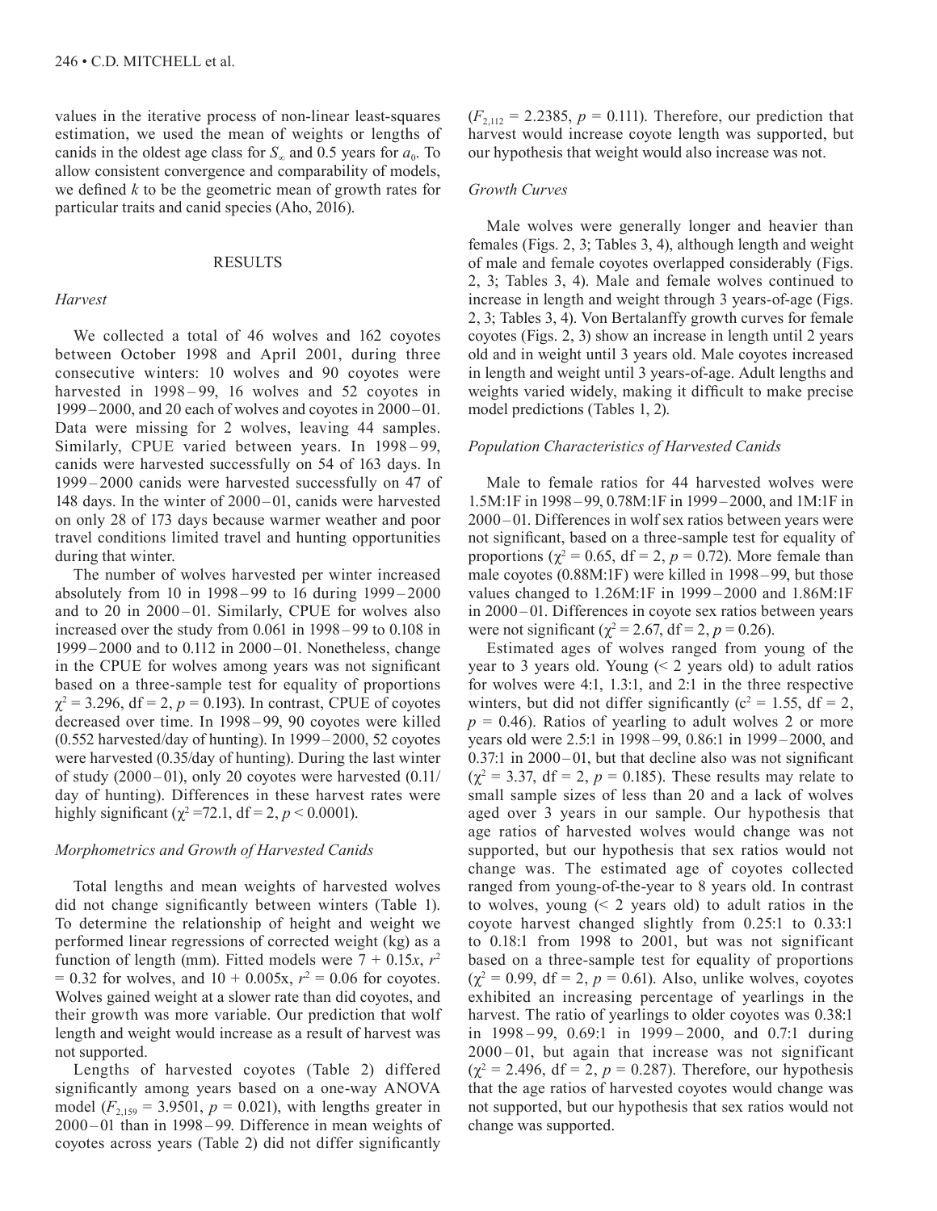values in the iterative process of non-linear least-squares estimation, we used the mean of weights or lengths of canids in the oldest age class for $S_\infty$ and 0.5 years for $a_0$. To allow consistent convergence and comparability of models, we defined $k$ to be the geometric mean of growth rates for particular traits and canid species (Aho, 2016).

## RESULTS

### *Harvest*

We collected a total of 46 wolves and 162 coyotes between October 1998 and April 2001, during three consecutive winters: 10 wolves and 90 coyotes were harvested in 1998–99, 16 wolves and 52 coyotes in 1999–2000, and 20 each of wolves and coyotes in 2000–01. Data were missing for 2 wolves, leaving 44 samples. Similarly, CPUE varied between years. In 1998–99, canids were harvested successfully on 54 of 163 days. In 1999–2000 canids were harvested successfully on 47 of 148 days. In the winter of 2000–01, canids were harvested on only 28 of 173 days because warmer weather and poor travel conditions limited travel and hunting opportunities during that winter.

The number of wolves harvested per winter increased absolutely from 10 in 1998–99 to 16 during 1999–2000 and to 20 in 2000–01. Similarly, CPUE for wolves also increased over the study from 0.061 in 1998–99 to 0.108 in 1999–2000 and to 0.112 in 2000–01. Nonetheless, change in the CPUE for wolves among years was not significant based on a three-sample test for equality of proportions $\chi^2 = 3.296$, df = 2, $p = 0.193$). In contrast, CPUE of coyotes decreased over time. In 1998–99, 90 coyotes were killed (0.552 harvested/day of hunting). In 1999–2000, 52 coyotes were harvested (0.35/day of hunting). During the last winter of study (2000–01), only 20 coyotes were harvested (0.11/day of hunting). Differences in these harvest rates were highly significant ($\chi^2 = 72.1$, df = 2, $p < 0.0001$).

### *Morphometrics and Growth of Harvested Canids*

Total lengths and mean weights of harvested wolves did not change significantly between winters (Table 1). To determine the relationship of height and weight we performed linear regressions of corrected weight (kg) as a function of length (mm). Fitted models were $7 + 0.15x$, $r^2 = 0.32$ for wolves, and $10 + 0.005x$, $r^2 = 0.06$ for coyotes. Wolves gained weight at a slower rate than did coyotes, and their growth was more variable. Our prediction that wolf length and weight would increase as a result of harvest was not supported.

Lengths of harvested coyotes (Table 2) differed significantly among years based on a one-way ANOVA model ($F_{2,159} = 3.9501$, $p = 0.021$), with lengths greater in 2000–01 than in 1998–99. Difference in mean weights of coyotes across years (Table 2) did not differ significantly ($F_{2,112} = 2.2385$, $p = 0.111$). Therefore, our prediction that harvest would increase coyote length was supported, but our hypothesis that weight would also increase was not.

### *Growth Curves*

Male wolves were generally longer and heavier than females (Figs. 2, 3; Tables 3, 4), although length and weight of male and female coyotes overlapped considerably (Figs. 2, 3; Tables 3, 4). Male and female wolves continued to increase in length and weight through 3 years-of-age (Figs. 2, 3; Tables 3, 4). Von Bertalanffy growth curves for female coyotes (Figs. 2, 3) show an increase in length until 2 years old and in weight until 3 years old. Male coyotes increased in length and weight until 3 years-of-age. Adult lengths and weights varied widely, making it difficult to make precise model predictions (Tables 1, 2).

### *Population Characteristics of Harvested Canids*

Male to female ratios for 44 harvested wolves were 1.5M:1F in 1998–99, 0.78M:1F in 1999–2000, and 1M:1F in 2000–01. Differences in wolf sex ratios between years were not significant, based on a three-sample test for equality of proportions ($\chi^2 = 0.65$, df = 2, $p = 0.72$). More female than male coyotes (0.88M:1F) were killed in 1998–99, but those values changed to 1.26M:1F in 1999–2000 and 1.86M:1F in 2000–01. Differences in coyote sex ratios between years were not significant ($\chi^2 = 2.67$, df = 2, $p = 0.26$).

Estimated ages of wolves ranged from young of the year to 3 years old. Young (< 2 years old) to adult ratios for wolves were 4:1, 1.3:1, and 2:1 in the three respective winters, but did not differ significantly ($c^2 = 1.55$, df = 2, $p = 0.46$). Ratios of yearling to adult wolves 2 or more years old were 2.5:1 in 1998–99, 0.86:1 in 1999–2000, and 0.37:1 in 2000–01, but that decline also was not significant ($\chi^2 = 3.37$, df = 2, $p = 0.185$). These results may relate to small sample sizes of less than 20 and a lack of wolves aged over 3 years in our sample. Our hypothesis that age ratios of harvested wolves would change was not supported, but our hypothesis that sex ratios would not change was. The estimated age of coyotes collected ranged from young-of-the-year to 8 years old. In contrast to wolves, young (< 2 years old) to adult ratios in the coyote harvest changed slightly from 0.25:1 to 0.33:1 to 0.18:1 from 1998 to 2001, but was not significant based on a three-sample test for equality of proportions ($\chi^2 = 0.99$, df = 2, $p = 0.61$). Also, unlike wolves, coyotes exhibited an increasing percentage of yearlings in the harvest. The ratio of yearlings to older coyotes was 0.38:1 in 1998–99, 0.69:1 in 1999–2000, and 0.7:1 during 2000–01, but again that increase was not significant ($\chi^2 = 2.496$, df = 2, $p = 0.287$). Therefore, our hypothesis that the age ratios of harvested coyotes would change was not supported, but our hypothesis that sex ratios would not change was supported.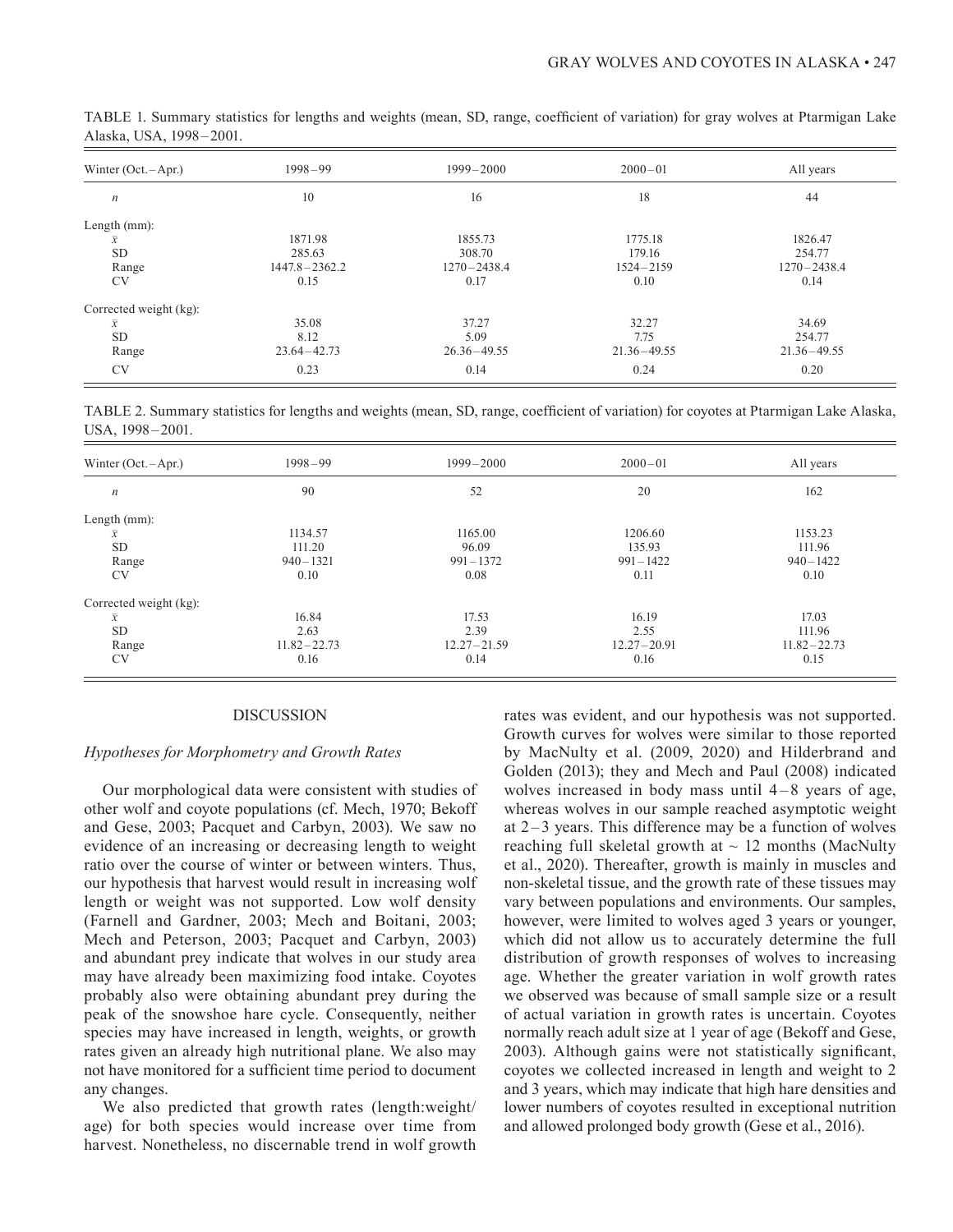TABLE 1. Summary statistics for lengths and weights (mean, SD, range, coefficient of variation) for gray wolves at Ptarmigan Lake Alaska, USA, 1998–2001.

| Winter (Oct.–Apr.) | 1998–99 | 1999–2000 | 2000–01 | All years |
|---|---|---|---|---|
| $n$ | 10 | 16 | 18 | 44 |
| Length (mm): | | | | |
| $\bar{x}$ | 1871.98 | 1855.73 | 1775.18 | 1826.47 |
| SD | 285.63 | 308.70 | 179.16 | 254.77 |
| Range | 1447.8–2362.2 | 1270–2438.4 | 1524–2159 | 1270–2438.4 |
| CV | 0.15 | 0.17 | 0.10 | 0.14 |
| Corrected weight (kg): | | | | |
| $\bar{x}$ | 35.08 | 37.27 | 32.27 | 34.69 |
| SD | 8.12 | 5.09 | 7.75 | 254.77 |
| Range | 23.64–42.73 | 26.36–49.55 | 21.36–49.55 | 21.36–49.55 |
| CV | 0.23 | 0.14 | 0.24 | 0.20 |

TABLE 2. Summary statistics for lengths and weights (mean, SD, range, coefficient of variation) for coyotes at Ptarmigan Lake Alaska, USA, 1998–2001.

| Winter (Oct.–Apr.) | 1998–99 | 1999–2000 | 2000–01 | All years |
|---|---|---|---|---|
| $n$ | 90 | 52 | 20 | 162 |
| Length (mm): | | | | |
| $\bar{x}$ | 1134.57 | 1165.00 | 1206.60 | 1153.23 |
| SD | 111.20 | 96.09 | 135.93 | 111.96 |
| Range | 940–1321 | 991–1372 | 991–1422 | 940–1422 |
| CV | 0.10 | 0.08 | 0.11 | 0.10 |
| Corrected weight (kg): | | | | |
| $\bar{x}$ | 16.84 | 17.53 | 16.19 | 17.03 |
| SD | 2.63 | 2.39 | 2.55 | 111.96 |
| Range | 11.82–22.73 | 12.27–21.59 | 12.27–20.91 | 11.82–22.73 |
| CV | 0.16 | 0.14 | 0.16 | 0.15 |

## DISCUSSION

### *Hypotheses for Morphometry and Growth Rates*

Our morphological data were consistent with studies of other wolf and coyote populations (cf. Mech, 1970; Bekoff and Gese, 2003; Pacquet and Carbyn, 2003). We saw no evidence of an increasing or decreasing length to weight ratio over the course of winter or between winters. Thus, our hypothesis that harvest would result in increasing wolf length or weight was not supported. Low wolf density (Farnell and Gardner, 2003; Mech and Boitani, 2003; Mech and Peterson, 2003; Pacquet and Carbyn, 2003) and abundant prey indicate that wolves in our study area may have already been maximizing food intake. Coyotes probably also were obtaining abundant prey during the peak of the snowshoe hare cycle. Consequently, neither species may have increased in length, weights, or growth rates given an already high nutritional plane. We also may not have monitored for a sufficient time period to document any changes.

We also predicted that growth rates (length:weight/age) for both species would increase over time from harvest. Nonetheless, no discernable trend in wolf growth rates was evident, and our hypothesis was not supported. Growth curves for wolves were similar to those reported by MacNulty et al. (2009, 2020) and Hilderbrand and Golden (2013); they and Mech and Paul (2008) indicated wolves increased in body mass until 4–8 years of age, whereas wolves in our sample reached asymptotic weight at 2–3 years. This difference may be a function of wolves reaching full skeletal growth at ~ 12 months (MacNulty et al., 2020). Thereafter, growth is mainly in muscles and non-skeletal tissue, and the growth rate of these tissues may vary between populations and environments. Our samples, however, were limited to wolves aged 3 years or younger, which did not allow us to accurately determine the full distribution of growth responses of wolves to increasing age. Whether the greater variation in wolf growth rates we observed was because of small sample size or a result of actual variation in growth rates is uncertain. Coyotes normally reach adult size at 1 year of age (Bekoff and Gese, 2003). Although gains were not statistically significant, coyotes we collected increased in length and weight to 2 and 3 years, which may indicate that high hare densities and lower numbers of coyotes resulted in exceptional nutrition and allowed prolonged body growth (Gese et al., 2016).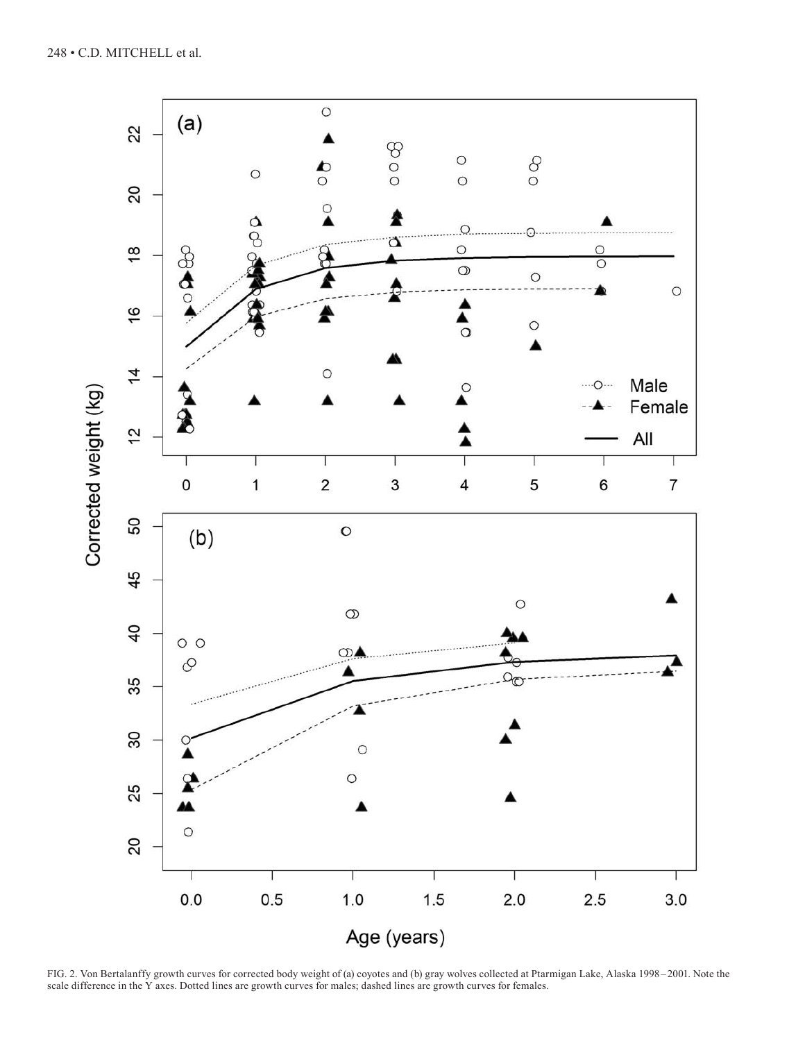FIG. 2. Von Bertalanffy growth curves for corrected body weight of (a) coyotes and (b) gray wolves collected at Ptarmigan Lake, Alaska 1998–2001. Note the scale difference in the Y axes. Dotted lines are growth curves for males; dashed lines are growth curves for females.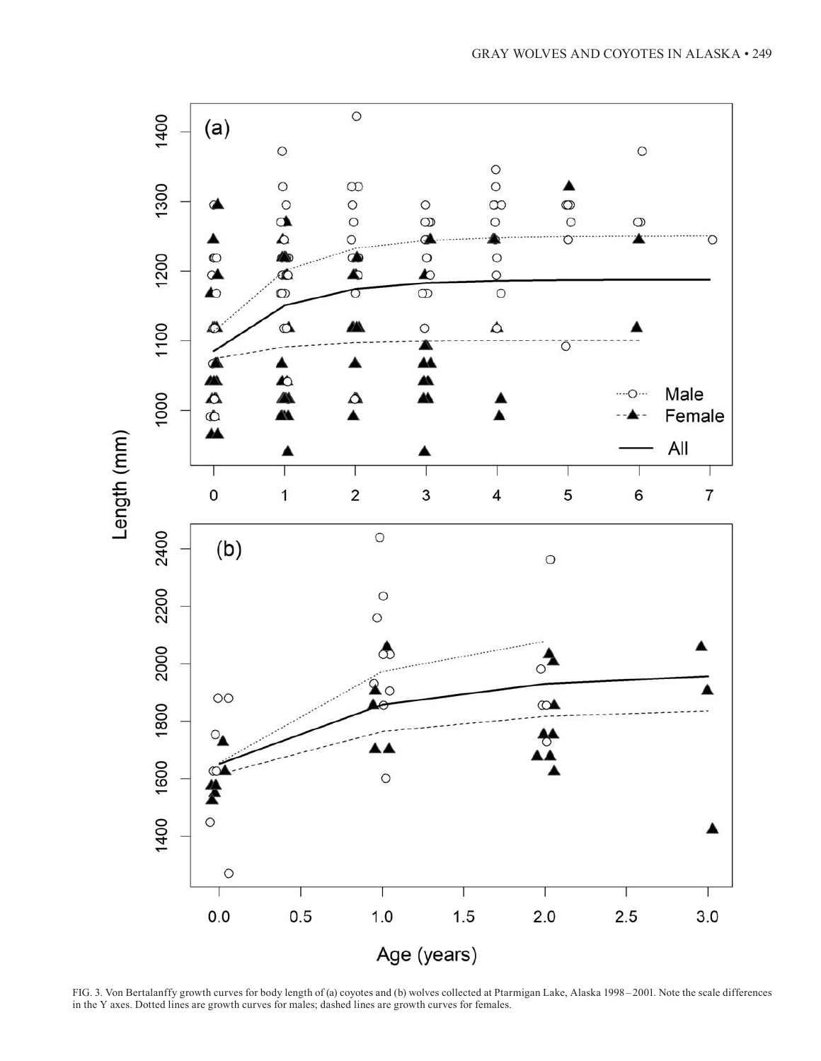FIG. 3. Von Bertalanffy growth curves for body length of (a) coyotes and (b) wolves collected at Ptarmigan Lake, Alaska 1998–2001. Note the scale differences in the Y axes. Dotted lines are growth curves for males; dashed lines are growth curves for females.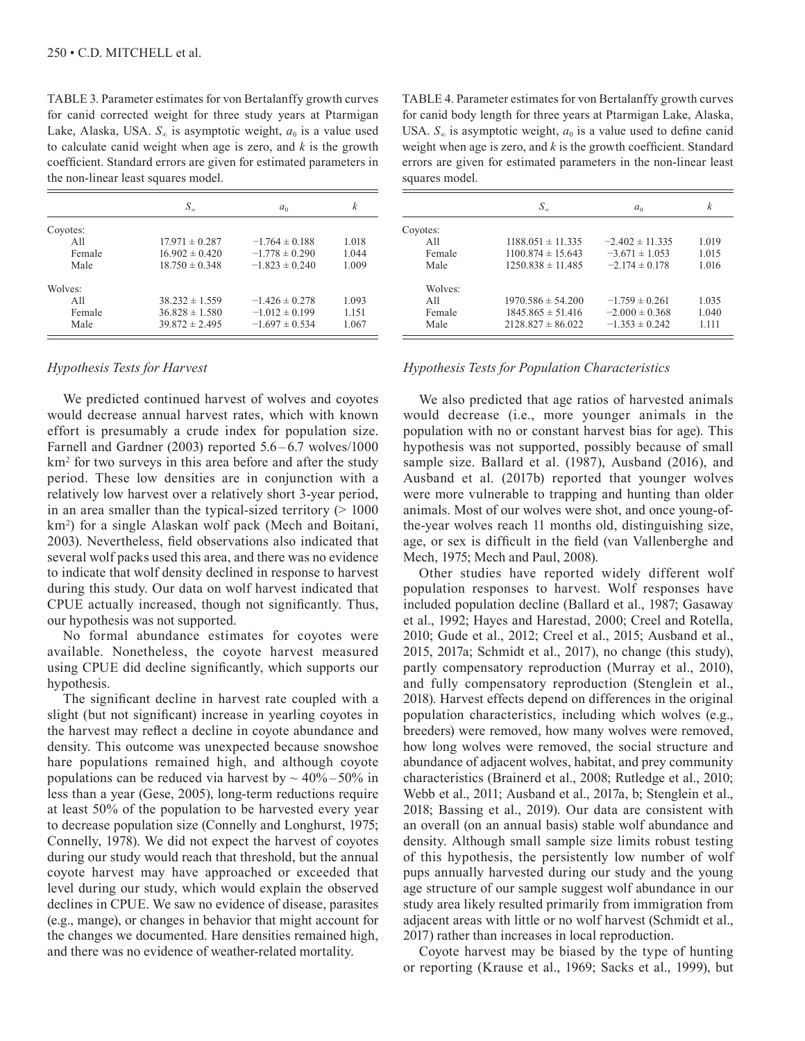TABLE 3. Parameter estimates for von Bertalanffy growth curves for canid corrected weight for three study years at Ptarmigan Lake, Alaska, USA. $S_\infty$ is asymptotic weight, $a_0$ is a value used to calculate canid weight when age is zero, and $k$ is the growth coefficient. Standard errors are given for estimated parameters in the non-linear least squares model.

| | $S_\infty$ | $a_0$ | $k$ |
|---|---|---|---|
| Coyotes: | | | |
| All | 17.971 ± 0.287 | −1.764 ± 0.188 | 1.018 |
| Female | 16.902 ± 0.420 | −1.778 ± 0.290 | 1.044 |
| Male | 18.750 ± 0.348 | −1.823 ± 0.240 | 1.009 |
| Wolves: | | | |
| All | 38.232 ± 1.559 | −1.426 ± 0.278 | 1.093 |
| Female | 36.828 ± 1.580 | −1.012 ± 0.199 | 1.151 |
| Male | 39.872 ± 2.495 | −1.697 ± 0.534 | 1.067 |

TABLE 4. Parameter estimates for von Bertalanffy growth curves for canid body length for three years at Ptarmigan Lake, Alaska, USA. $S_\infty$ is asymptotic weight, $a_0$ is a value used to define canid weight when age is zero, and $k$ is the growth coefficient. Standard errors are given for estimated parameters in the non-linear least squares model.

| | $S_\infty$ | $a_0$ | $k$ |
|---|---|---|---|
| Coyotes: | | | |
| All | 1188.051 ± 11.335 | −2.402 ± 11.335 | 1.019 |
| Female | 1100.874 ± 15.643 | −3.671 ± 1.053 | 1.015 |
| Male | 1250.838 ± 11.485 | −2.174 ± 0.178 | 1.016 |
| Wolves: | | | |
| All | 1970.586 ± 54.200 | −1.759 ± 0.261 | 1.035 |
| Female | 1845.865 ± 51.416 | −2.000 ± 0.368 | 1.040 |
| Male | 2128.827 ± 86.022 | −1.353 ± 0.242 | 1.111 |

*Hypothesis Tests for Harvest*

We predicted continued harvest of wolves and coyotes would decrease annual harvest rates, which with known effort is presumably a crude index for population size. Farnell and Gardner (2003) reported 5.6–6.7 wolves/1000 km$^2$ for two surveys in this area before and after the study period. These low densities are in conjunction with a relatively low harvest over a relatively short 3-year period, in an area smaller than the typical-sized territory (> 1000 km$^2$) for a single Alaskan wolf pack (Mech and Boitani, 2003). Nevertheless, field observations also indicated that several wolf packs used this area, and there was no evidence to indicate that wolf density declined in response to harvest during this study. Our data on wolf harvest indicated that CPUE actually increased, though not significantly. Thus, our hypothesis was not supported.

No formal abundance estimates for coyotes were available. Nonetheless, the coyote harvest measured using CPUE did decline significantly, which supports our hypothesis.

The significant decline in harvest rate coupled with a slight (but not significant) increase in yearling coyotes in the harvest may reflect a decline in coyote abundance and density. This outcome was unexpected because snowshoe hare populations remained high, and although coyote populations can be reduced via harvest by ~ 40%–50% in less than a year (Gese, 2005), long-term reductions require at least 50% of the population to be harvested every year to decrease population size (Connelly and Longhurst, 1975; Connelly, 1978). We did not expect the harvest of coyotes during our study would reach that threshold, but the annual coyote harvest may have approached or exceeded that level during our study, which would explain the observed declines in CPUE. We saw no evidence of disease, parasites (e.g., mange), or changes in behavior that might account for the changes we documented. Hare densities remained high, and there was no evidence of weather-related mortality.

*Hypothesis Tests for Population Characteristics*

We also predicted that age ratios of harvested animals would decrease (i.e., more younger animals in the population with no or constant harvest bias for age). This hypothesis was not supported, possibly because of small sample size. Ballard et al. (1987), Ausband (2016), and Ausband et al. (2017b) reported that younger wolves were more vulnerable to trapping and hunting than older animals. Most of our wolves were shot, and once young-of-the-year wolves reach 11 months old, distinguishing size, age, or sex is difficult in the field (van Vallenberghe and Mech, 1975; Mech and Paul, 2008).

Other studies have reported widely different wolf population responses to harvest. Wolf responses have included population decline (Ballard et al., 1987; Gasaway et al., 1992; Hayes and Harestad, 2000; Creel and Rotella, 2010; Gude et al., 2012; Creel et al., 2015; Ausband et al., 2015, 2017a; Schmidt et al., 2017), no change (this study), partly compensatory reproduction (Murray et al., 2010), and fully compensatory reproduction (Stenglein et al., 2018). Harvest effects depend on differences in the original population characteristics, including which wolves (e.g., breeders) were removed, how many wolves were removed, how long wolves were removed, the social structure and abundance of adjacent wolves, habitat, and prey community characteristics (Brainerd et al., 2008; Rutledge et al., 2010; Webb et al., 2011; Ausband et al., 2017a, b; Stenglein et al., 2018; Bassing et al., 2019). Our data are consistent with an overall (on an annual basis) stable wolf abundance and density. Although small sample size limits robust testing of this hypothesis, the persistently low number of wolf pups annually harvested during our study and the young age structure of our sample suggest wolf abundance in our study area likely resulted primarily from immigration from adjacent areas with little or no wolf harvest (Schmidt et al., 2017) rather than increases in local reproduction.

Coyote harvest may be biased by the type of hunting or reporting (Krause et al., 1969; Sacks et al., 1999), but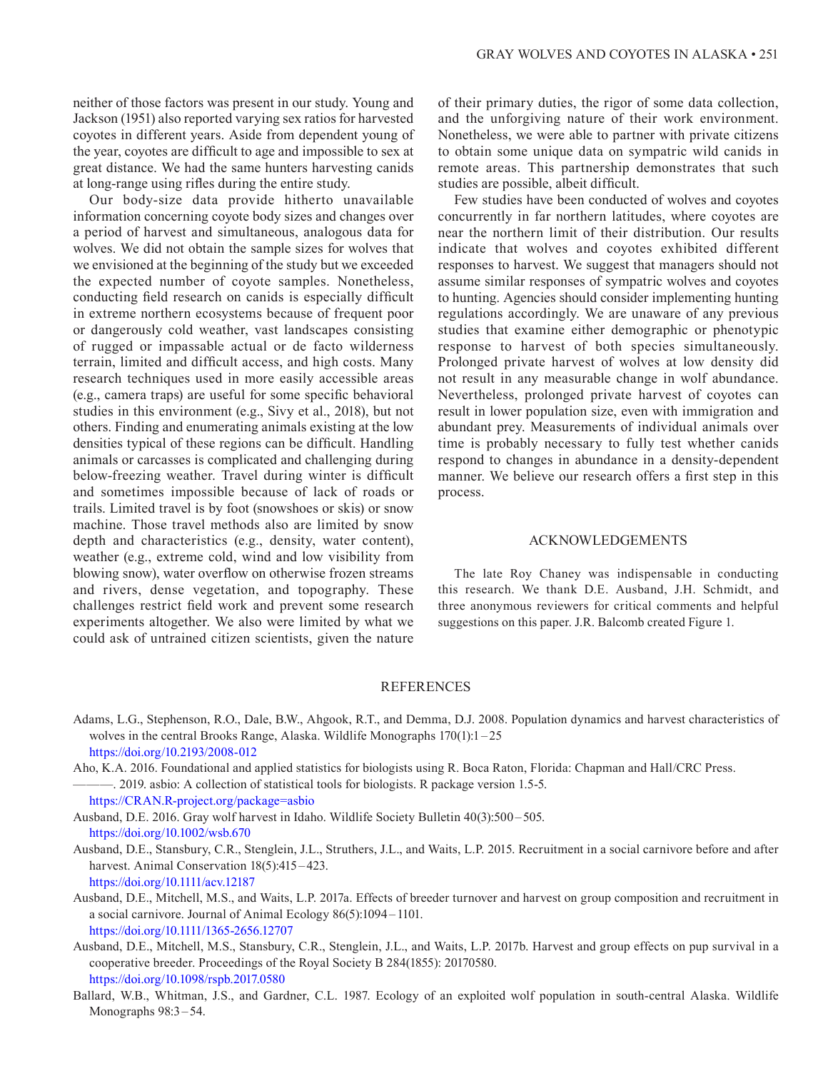neither of those factors was present in our study. Young and Jackson (1951) also reported varying sex ratios for harvested coyotes in different years. Aside from dependent young of the year, coyotes are difficult to age and impossible to sex at great distance. We had the same hunters harvesting canids at long-range using rifles during the entire study.

Our body-size data provide hitherto unavailable information concerning coyote body sizes and changes over a period of harvest and simultaneous, analogous data for wolves. We did not obtain the sample sizes for wolves that we envisioned at the beginning of the study but we exceeded the expected number of coyote samples. Nonetheless, conducting field research on canids is especially difficult in extreme northern ecosystems because of frequent poor or dangerously cold weather, vast landscapes consisting of rugged or impassable actual or de facto wilderness terrain, limited and difficult access, and high costs. Many research techniques used in more easily accessible areas (e.g., camera traps) are useful for some specific behavioral studies in this environment (e.g., Sivy et al., 2018), but not others. Finding and enumerating animals existing at the low densities typical of these regions can be difficult. Handling animals or carcasses is complicated and challenging during below-freezing weather. Travel during winter is difficult and sometimes impossible because of lack of roads or trails. Limited travel is by foot (snowshoes or skis) or snow machine. Those travel methods also are limited by snow depth and characteristics (e.g., density, water content), weather (e.g., extreme cold, wind and low visibility from blowing snow), water overflow on otherwise frozen streams and rivers, dense vegetation, and topography. These challenges restrict field work and prevent some research experiments altogether. We also were limited by what we could ask of untrained citizen scientists, given the nature of their primary duties, the rigor of some data collection, and the unforgiving nature of their work environment. Nonetheless, we were able to partner with private citizens to obtain some unique data on sympatric wild canids in remote areas. This partnership demonstrates that such studies are possible, albeit difficult.

Few studies have been conducted of wolves and coyotes concurrently in far northern latitudes, where coyotes are near the northern limit of their distribution. Our results indicate that wolves and coyotes exhibited different responses to harvest. We suggest that managers should not assume similar responses of sympatric wolves and coyotes to hunting. Agencies should consider implementing hunting regulations accordingly. We are unaware of any previous studies that examine either demographic or phenotypic response to harvest of both species simultaneously. Prolonged private harvest of wolves at low density did not result in any measurable change in wolf abundance. Nevertheless, prolonged private harvest of coyotes can result in lower population size, even with immigration and abundant prey. Measurements of individual animals over time is probably necessary to fully test whether canids respond to changes in abundance in a density-dependent manner. We believe our research offers a first step in this process.

## ACKNOWLEDGEMENTS

The late Roy Chaney was indispensable in conducting this research. We thank D.E. Ausband, J.H. Schmidt, and three anonymous reviewers for critical comments and helpful suggestions on this paper. J.R. Balcomb created Figure 1.

## REFERENCES

Adams, L.G., Stephenson, R.O., Dale, B.W., Ahgook, R.T., and Demma, D.J. 2008. Population dynamics and harvest characteristics of wolves in the central Brooks Range, Alaska. Wildlife Monographs 170(1):1–25
https://doi.org/10.2193/2008-012

Aho, K.A. 2016. Foundational and applied statistics for biologists using R. Boca Raton, Florida: Chapman and Hall/CRC Press.

———. 2019. asbio: A collection of statistical tools for biologists. R package version 1.5-5.
https://CRAN.R-project.org/package=asbio

Ausband, D.E. 2016. Gray wolf harvest in Idaho. Wildlife Society Bulletin 40(3):500–505.
https://doi.org/10.1002/wsb.670

Ausband, D.E., Stansbury, C.R., Stenglein, J.L., Struthers, J.L., and Waits, L.P. 2015. Recruitment in a social carnivore before and after harvest. Animal Conservation 18(5):415–423.
https://doi.org/10.1111/acv.12187

Ausband, D.E., Mitchell, M.S., and Waits, L.P. 2017a. Effects of breeder turnover and harvest on group composition and recruitment in a social carnivore. Journal of Animal Ecology 86(5):1094–1101.
https://doi.org/10.1111/1365-2656.12707

Ausband, D.E., Mitchell, M.S., Stansbury, C.R., Stenglein, J.L., and Waits, L.P. 2017b. Harvest and group effects on pup survival in a cooperative breeder. Proceedings of the Royal Society B 284(1855): 20170580.
https://doi.org/10.1098/rspb.2017.0580

Ballard, W.B., Whitman, J.S., and Gardner, C.L. 1987. Ecology of an exploited wolf population in south-central Alaska. Wildlife Monographs 98:3–54.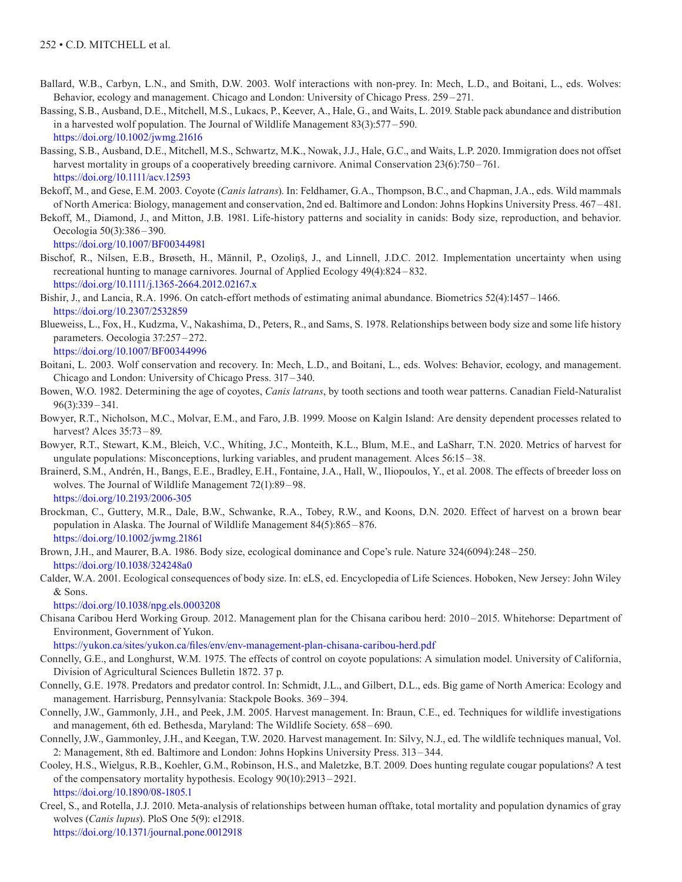Ballard, W.B., Carbyn, L.N., and Smith, D.W. 2003. Wolf interactions with non-prey. In: Mech, L.D., and Boitani, L., eds. Wolves: Behavior, ecology and management. Chicago and London: University of Chicago Press. 259–271.

Bassing, S.B., Ausband, D.E., Mitchell, M.S., Lukacs, P., Keever, A., Hale, G., and Waits, L. 2019. Stable pack abundance and distribution in a harvested wolf population. The Journal of Wildlife Management 83(3):577–590.
https://doi.org/10.1002/jwmg.21616

Bassing, S.B., Ausband, D.E., Mitchell, M.S., Schwartz, M.K., Nowak, J.J., Hale, G.C., and Waits, L.P. 2020. Immigration does not offset harvest mortality in groups of a cooperatively breeding carnivore. Animal Conservation 23(6):750–761.
https://doi.org/10.1111/acv.12593

Bekoff, M., and Gese, E.M. 2003. Coyote (*Canis latrans*). In: Feldhamer, G.A., Thompson, B.C., and Chapman, J.A., eds. Wild mammals of North America: Biology, management and conservation, 2nd ed. Baltimore and London: Johns Hopkins University Press. 467–481.

Bekoff, M., Diamond, J., and Mitton, J.B. 1981. Life-history patterns and sociality in canids: Body size, reproduction, and behavior. Oecologia 50(3):386–390.
https://doi.org/10.1007/BF00344981

Bischof, R., Nilsen, E.B., Brøseth, H., Männil, P., Ozoliņš, J., and Linnell, J.D.C. 2012. Implementation uncertainty when using recreational hunting to manage carnivores. Journal of Applied Ecology 49(4):824–832.
https://doi.org/10.1111/j.1365-2664.2012.02167.x

Bishir, J., and Lancia, R.A. 1996. On catch-effort methods of estimating animal abundance. Biometrics 52(4):1457–1466.
https://doi.org/10.2307/2532859

Blueweiss, L., Fox, H., Kudzma, V., Nakashima, D., Peters, R., and Sams, S. 1978. Relationships between body size and some life history parameters. Oecologia 37:257–272.
https://doi.org/10.1007/BF00344996

Boitani, L. 2003. Wolf conservation and recovery. In: Mech, L.D., and Boitani, L., eds. Wolves: Behavior, ecology, and management. Chicago and London: University of Chicago Press. 317–340.

Bowen, W.O. 1982. Determining the age of coyotes, *Canis latrans*, by tooth sections and tooth wear patterns. Canadian Field-Naturalist 96(3):339–341.

Bowyer, R.T., Nicholson, M.C., Molvar, E.M., and Faro, J.B. 1999. Moose on Kalgin Island: Are density dependent processes related to harvest? Alces 35:73–89.

Bowyer, R.T., Stewart, K.M., Bleich, V.C., Whiting, J.C., Monteith, K.L., Blum, M.E., and LaSharr, T.N. 2020. Metrics of harvest for ungulate populations: Misconceptions, lurking variables, and prudent management. Alces 56:15–38.

Brainerd, S.M., Andrén, H., Bangs, E.E., Bradley, E.H., Fontaine, J.A., Hall, W., Iliopoulos, Y., et al. 2008. The effects of breeder loss on wolves. The Journal of Wildlife Management 72(1):89–98.
https://doi.org/10.2193/2006-305

Brockman, C., Guttery, M.R., Dale, B.W., Schwanke, R.A., Tobey, R.W., and Koons, D.N. 2020. Effect of harvest on a brown bear population in Alaska. The Journal of Wildlife Management 84(5):865–876.
https://doi.org/10.1002/jwmg.21861

Brown, J.H., and Maurer, B.A. 1986. Body size, ecological dominance and Cope's rule. Nature 324(6094):248–250.
https://doi.org/10.1038/324248a0

Calder, W.A. 2001. Ecological consequences of body size. In: eLS, ed. Encyclopedia of Life Sciences. Hoboken, New Jersey: John Wiley & Sons.
https://doi.org/10.1038/npg.els.0003208

Chisana Caribou Herd Working Group. 2012. Management plan for the Chisana caribou herd: 2010–2015. Whitehorse: Department of Environment, Government of Yukon.
https://yukon.ca/sites/yukon.ca/files/env/env-management-plan-chisana-caribou-herd.pdf

Connelly, G.E., and Longhurst, W.M. 1975. The effects of control on coyote populations: A simulation model. University of California, Division of Agricultural Sciences Bulletin 1872. 37 p.

Connelly, G.E. 1978. Predators and predator control. In: Schmidt, J.L., and Gilbert, D.L., eds. Big game of North America: Ecology and management. Harrisburg, Pennsylvania: Stackpole Books. 369–394.

Connelly, J.W., Gammonly, J.H., and Peek, J.M. 2005. Harvest management. In: Braun, C.E., ed. Techniques for wildlife investigations and management, 6th ed. Bethesda, Maryland: The Wildlife Society. 658–690.

Connelly, J.W., Gammonley, J.H., and Keegan, T.W. 2020. Harvest management. In: Silvy, N.J., ed. The wildlife techniques manual, Vol. 2: Management, 8th ed. Baltimore and London: Johns Hopkins University Press. 313–344.

Cooley, H.S., Wielgus, R.B., Koehler, G.M., Robinson, H.S., and Maletzke, B.T. 2009. Does hunting regulate cougar populations? A test of the compensatory mortality hypothesis. Ecology 90(10):2913–2921.
https://doi.org/10.1890/08-1805.1

Creel, S., and Rotella, J.J. 2010. Meta-analysis of relationships between human offtake, total mortality and population dynamics of gray wolves (*Canis lupus*). PloS One 5(9): e12918.
https://doi.org/10.1371/journal.pone.0012918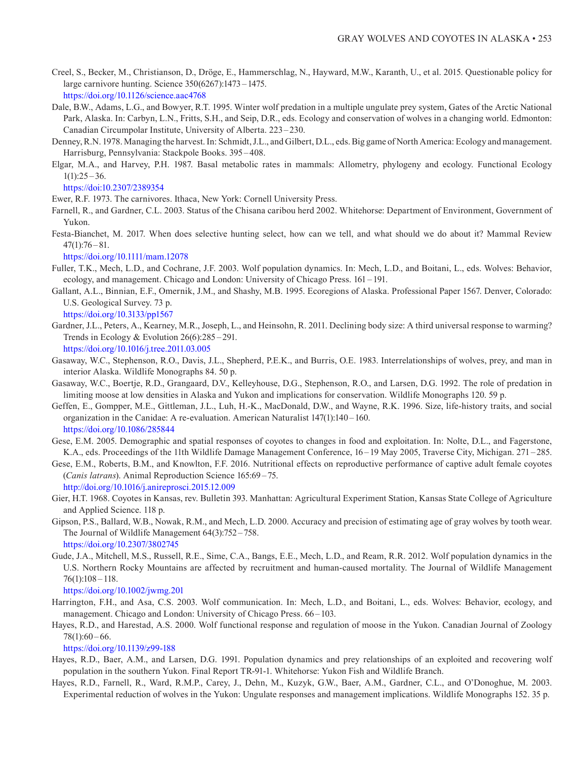Creel, S., Becker, M., Christianson, D., Dröge, E., Hammerschlag, N., Hayward, M.W., Karanth, U., et al. 2015. Questionable policy for large carnivore hunting. Science 350(6267):1473 – 1475.
https://doi.org/10.1126/science.aac4768

Dale, B.W., Adams, L.G., and Bowyer, R.T. 1995. Winter wolf predation in a multiple ungulate prey system, Gates of the Arctic National Park, Alaska. In: Carbyn, L.N., Fritts, S.H., and Seip, D.R., eds. Ecology and conservation of wolves in a changing world. Edmonton: Canadian Circumpolar Institute, University of Alberta. 223 – 230.

Denney, R.N. 1978. Managing the harvest. In: Schmidt, J.L., and Gilbert, D.L., eds. Big game of North America: Ecology and management. Harrisburg, Pennsylvania: Stackpole Books. 395 – 408.

Elgar, M.A., and Harvey, P.H. 1987. Basal metabolic rates in mammals: Allometry, phylogeny and ecology. Functional Ecology 1(1):25 – 36.
https://doi:10.2307/2389354

Ewer, R.F. 1973. The carnivores. Ithaca, New York: Cornell University Press.

Farnell, R., and Gardner, C.L. 2003. Status of the Chisana caribou herd 2002. Whitehorse: Department of Environment, Government of Yukon.

Festa-Bianchet, M. 2017. When does selective hunting select, how can we tell, and what should we do about it? Mammal Review 47(1):76 – 81.
https://doi.org/10.1111/mam.12078

Fuller, T.K., Mech, L.D., and Cochrane, J.F. 2003. Wolf population dynamics. In: Mech, L.D., and Boitani, L., eds. Wolves: Behavior, ecology, and management. Chicago and London: University of Chicago Press. 161 – 191.

Gallant, A.L., Binnian, E.F., Omernik, J.M., and Shashy, M.B. 1995. Ecoregions of Alaska. Professional Paper 1567. Denver, Colorado: U.S. Geological Survey. 73 p.
https://doi.org/10.3133/pp1567

Gardner, J.L., Peters, A., Kearney, M.R., Joseph, L., and Heinsohn, R. 2011. Declining body size: A third universal response to warming? Trends in Ecology & Evolution 26(6):285 – 291.
https://doi.org/10.1016/j.tree.2011.03.005

Gasaway, W.C., Stephenson, R.O., Davis, J.L., Shepherd, P.E.K., and Burris, O.E. 1983. Interrelationships of wolves, prey, and man in interior Alaska. Wildlife Monographs 84. 50 p.

Gasaway, W.C., Boertje, R.D., Grangaard, D.V., Kelleyhouse, D.G., Stephenson, R.O., and Larsen, D.G. 1992. The role of predation in limiting moose at low densities in Alaska and Yukon and implications for conservation. Wildlife Monographs 120. 59 p.

Geffen, E., Gompper, M.E., Gittleman, J.L., Luh, H.-K., MacDonald, D.W., and Wayne, R.K. 1996. Size, life-history traits, and social organization in the Canidae: A re-evaluation. American Naturalist 147(1):140 – 160.
https://doi.org/10.1086/285844

Gese, E.M. 2005. Demographic and spatial responses of coyotes to changes in food and exploitation. In: Nolte, D.L., and Fagerstone, K.A., eds. Proceedings of the 11th Wildlife Damage Management Conference, 16 – 19 May 2005, Traverse City, Michigan. 271 – 285.

Gese, E.M., Roberts, B.M., and Knowlton, F.F. 2016. Nutritional effects on reproductive performance of captive adult female coyotes (*Canis latrans*). Animal Reproduction Science 165:69 – 75.
http://doi.org/10.1016/j.anireprosci.2015.12.009

Gier, H.T. 1968. Coyotes in Kansas, rev. Bulletin 393. Manhattan: Agricultural Experiment Station, Kansas State College of Agriculture and Applied Science. 118 p.

Gipson, P.S., Ballard, W.B., Nowak, R.M., and Mech, L.D. 2000. Accuracy and precision of estimating age of gray wolves by tooth wear. The Journal of Wildlife Management 64(3):752 – 758.
https://doi.org/10.2307/3802745

Gude, J.A., Mitchell, M.S., Russell, R.E., Sime, C.A., Bangs, E.E., Mech, L.D., and Ream, R.R. 2012. Wolf population dynamics in the U.S. Northern Rocky Mountains are affected by recruitment and human-caused mortality. The Journal of Wildlife Management 76(1):108 – 118.
https://doi.org/10.1002/jwmg.201

Harrington, F.H., and Asa, C.S. 2003. Wolf communication. In: Mech, L.D., and Boitani, L., eds. Wolves: Behavior, ecology, and management. Chicago and London: University of Chicago Press. 66 – 103.

Hayes, R.D., and Harestad, A.S. 2000. Wolf functional response and regulation of moose in the Yukon. Canadian Journal of Zoology 78(1):60 – 66.
https://doi.org/10.1139/z99-188

Hayes, R.D., Baer, A.M., and Larsen, D.G. 1991. Population dynamics and prey relationships of an exploited and recovering wolf population in the southern Yukon. Final Report TR-91-1. Whitehorse: Yukon Fish and Wildlife Branch.

Hayes, R.D., Farnell, R., Ward, R.M.P., Carey, J., Dehn, M., Kuzyk, G.W., Baer, A.M., Gardner, C.L., and O'Donoghue, M. 2003. Experimental reduction of wolves in the Yukon: Ungulate responses and management implications. Wildlife Monographs 152. 35 p.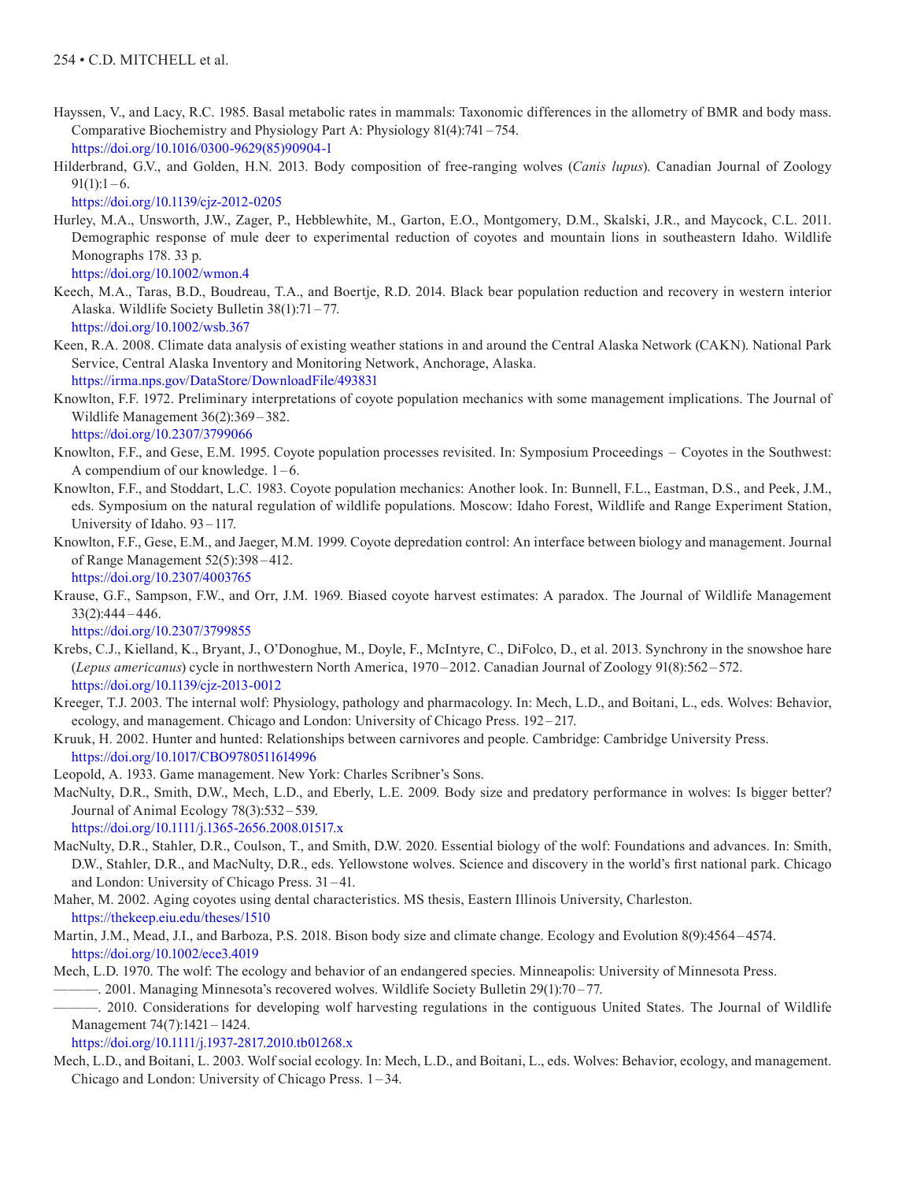Hayssen, V., and Lacy, R.C. 1985. Basal metabolic rates in mammals: Taxonomic differences in the allometry of BMR and body mass. Comparative Biochemistry and Physiology Part A: Physiology 81(4):741 – 754.
https://doi.org/10.1016/0300-9629(85)90904-1

Hilderbrand, G.V., and Golden, H.N. 2013. Body composition of free-ranging wolves (*Canis lupus*). Canadian Journal of Zoology 91(1):1 – 6.
https://doi.org/10.1139/cjz-2012-0205

Hurley, M.A., Unsworth, J.W., Zager, P., Hebblewhite, M., Garton, E.O., Montgomery, D.M., Skalski, J.R., and Maycock, C.L. 2011. Demographic response of mule deer to experimental reduction of coyotes and mountain lions in southeastern Idaho. Wildlife Monographs 178. 33 p.
https://doi.org/10.1002/wmon.4

Keech, M.A., Taras, B.D., Boudreau, T.A., and Boertje, R.D. 2014. Black bear population reduction and recovery in western interior Alaska. Wildlife Society Bulletin 38(1):71 – 77.
https://doi.org/10.1002/wsb.367

Keen, R.A. 2008. Climate data analysis of existing weather stations in and around the Central Alaska Network (CAKN). National Park Service, Central Alaska Inventory and Monitoring Network, Anchorage, Alaska.
https://irma.nps.gov/DataStore/DownloadFile/493831

Knowlton, F.F. 1972. Preliminary interpretations of coyote population mechanics with some management implications. The Journal of Wildlife Management 36(2):369 – 382.
https://doi.org/10.2307/3799066

Knowlton, F.F., and Gese, E.M. 1995. Coyote population processes revisited. In: Symposium Proceedings – Coyotes in the Southwest: A compendium of our knowledge. 1 – 6.

Knowlton, F.F., and Stoddart, L.C. 1983. Coyote population mechanics: Another look. In: Bunnell, F.L., Eastman, D.S., and Peek, J.M., eds. Symposium on the natural regulation of wildlife populations. Moscow: Idaho Forest, Wildlife and Range Experiment Station, University of Idaho. 93 – 117.

Knowlton, F.F., Gese, E.M., and Jaeger, M.M. 1999. Coyote depredation control: An interface between biology and management. Journal of Range Management 52(5):398 – 412.
https://doi.org/10.2307/4003765

Krause, G.F., Sampson, F.W., and Orr, J.M. 1969. Biased coyote harvest estimates: A paradox. The Journal of Wildlife Management 33(2):444 – 446.
https://doi.org/10.2307/3799855

Krebs, C.J., Kielland, K., Bryant, J., O'Donoghue, M., Doyle, F., McIntyre, C., DiFolco, D., et al. 2013. Synchrony in the snowshoe hare (*Lepus americanus*) cycle in northwestern North America, 1970 – 2012. Canadian Journal of Zoology 91(8):562 – 572.
https://doi.org/10.1139/cjz-2013-0012

Kreeger, T.J. 2003. The internal wolf: Physiology, pathology and pharmacology. In: Mech, L.D., and Boitani, L., eds. Wolves: Behavior, ecology, and management. Chicago and London: University of Chicago Press. 192 – 217.

Kruuk, H. 2002. Hunter and hunted: Relationships between carnivores and people. Cambridge: Cambridge University Press.
https://doi.org/10.1017/CBO9780511614996

Leopold, A. 1933. Game management. New York: Charles Scribner's Sons.

MacNulty, D.R., Smith, D.W., Mech, L.D., and Eberly, L.E. 2009. Body size and predatory performance in wolves: Is bigger better? Journal of Animal Ecology 78(3):532 – 539.
https://doi.org/10.1111/j.1365-2656.2008.01517.x

MacNulty, D.R., Stahler, D.R., Coulson, T., and Smith, D.W. 2020. Essential biology of the wolf: Foundations and advances. In: Smith, D.W., Stahler, D.R., and MacNulty, D.R., eds. Yellowstone wolves. Science and discovery in the world's first national park. Chicago and London: University of Chicago Press. 31 – 41.

Maher, M. 2002. Aging coyotes using dental characteristics. MS thesis, Eastern Illinois University, Charleston.
https://thekeep.eiu.edu/theses/1510

Martin, J.M., Mead, J.I., and Barboza, P.S. 2018. Bison body size and climate change. Ecology and Evolution 8(9):4564 – 4574.
https://doi.org/10.1002/ece3.4019

Mech, L.D. 1970. The wolf: The ecology and behavior of an endangered species. Minneapolis: University of Minnesota Press.

———. 2001. Managing Minnesota's recovered wolves. Wildlife Society Bulletin 29(1):70 – 77.

———. 2010. Considerations for developing wolf harvesting regulations in the contiguous United States. The Journal of Wildlife Management 74(7):1421 – 1424.
https://doi.org/10.1111/j.1937-2817.2010.tb01268.x

Mech, L.D., and Boitani, L. 2003. Wolf social ecology. In: Mech, L.D., and Boitani, L., eds. Wolves: Behavior, ecology, and management. Chicago and London: University of Chicago Press. 1 – 34.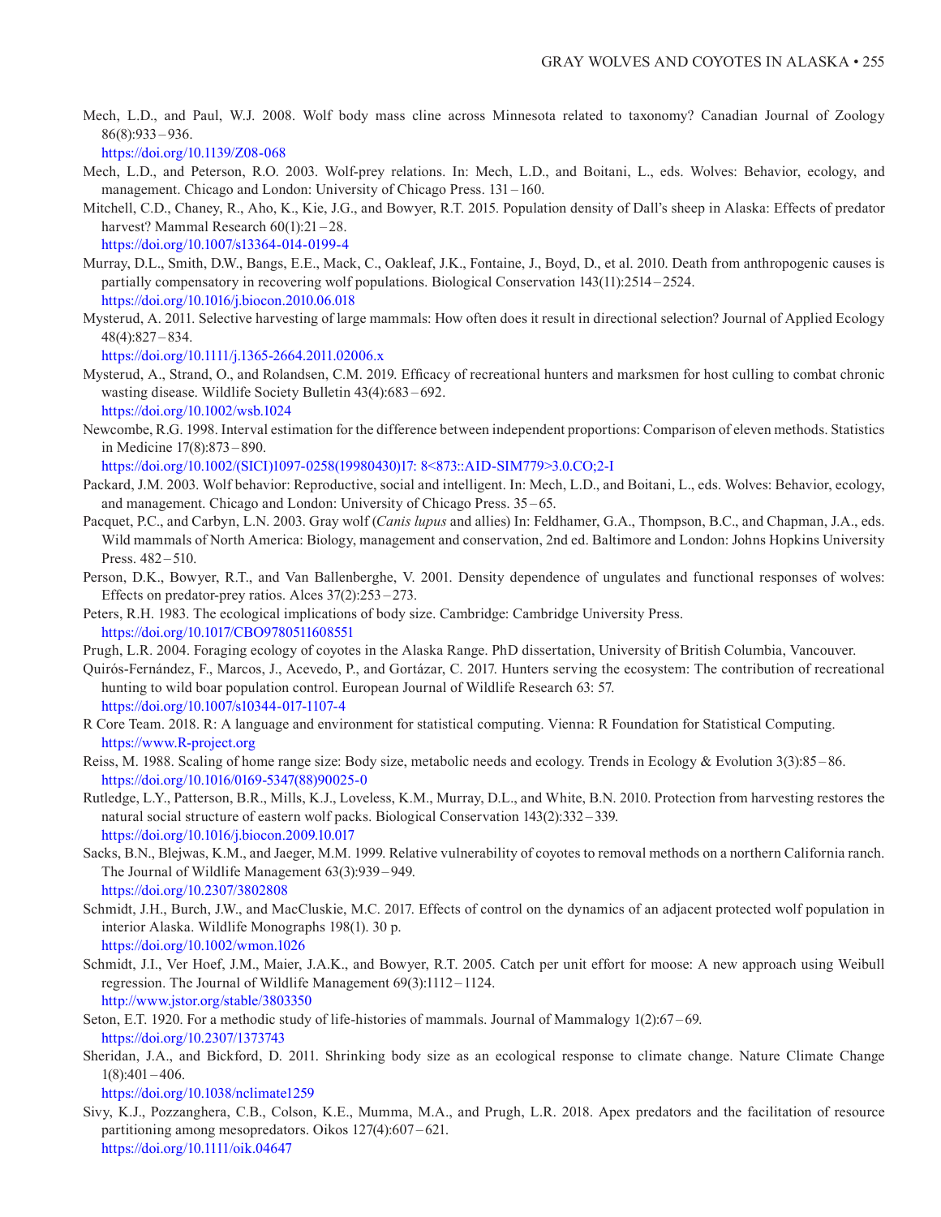Mech, L.D., and Paul, W.J. 2008. Wolf body mass cline across Minnesota related to taxonomy? Canadian Journal of Zoology 86(8):933 – 936.
https://doi.org/10.1139/Z08-068

Mech, L.D., and Peterson, R.O. 2003. Wolf-prey relations. In: Mech, L.D., and Boitani, L., eds. Wolves: Behavior, ecology, and management. Chicago and London: University of Chicago Press. 131 – 160.

Mitchell, C.D., Chaney, R., Aho, K., Kie, J.G., and Bowyer, R.T. 2015. Population density of Dall's sheep in Alaska: Effects of predator harvest? Mammal Research 60(1):21 – 28.
https://doi.org/10.1007/s13364-014-0199-4

Murray, D.L., Smith, D.W., Bangs, E.E., Mack, C., Oakleaf, J.K., Fontaine, J., Boyd, D., et al. 2010. Death from anthropogenic causes is partially compensatory in recovering wolf populations. Biological Conservation 143(11):2514 – 2524.
https://doi.org/10.1016/j.biocon.2010.06.018

Mysterud, A. 2011. Selective harvesting of large mammals: How often does it result in directional selection? Journal of Applied Ecology 48(4):827 – 834.
https://doi.org/10.1111/j.1365-2664.2011.02006.x

Mysterud, A., Strand, O., and Rolandsen, C.M. 2019. Efficacy of recreational hunters and marksmen for host culling to combat chronic wasting disease. Wildlife Society Bulletin 43(4):683 – 692.
https://doi.org/10.1002/wsb.1024

Newcombe, R.G. 1998. Interval estimation for the difference between independent proportions: Comparison of eleven methods. Statistics in Medicine 17(8):873 – 890.
https://doi.org/10.1002/(SICI)1097-0258(19980430)17: 8<873::AID-SIM779>3.0.CO;2-I

Packard, J.M. 2003. Wolf behavior: Reproductive, social and intelligent. In: Mech, L.D., and Boitani, L., eds. Wolves: Behavior, ecology, and management. Chicago and London: University of Chicago Press. 35 – 65.

Pacquet, P.C., and Carbyn, L.N. 2003. Gray wolf (*Canis lupus* and allies) In: Feldhamer, G.A., Thompson, B.C., and Chapman, J.A., eds. Wild mammals of North America: Biology, management and conservation, 2nd ed. Baltimore and London: Johns Hopkins University Press. 482 – 510.

Person, D.K., Bowyer, R.T., and Van Ballenberghe, V. 2001. Density dependence of ungulates and functional responses of wolves: Effects on predator-prey ratios. Alces 37(2):253 – 273.

Peters, R.H. 1983. The ecological implications of body size. Cambridge: Cambridge University Press.
https://doi.org/10.1017/CBO9780511608551

Prugh, L.R. 2004. Foraging ecology of coyotes in the Alaska Range. PhD dissertation, University of British Columbia, Vancouver.

Quirós-Fernández, F., Marcos, J., Acevedo, P., and Gortázar, C. 2017. Hunters serving the ecosystem: The contribution of recreational hunting to wild boar population control. European Journal of Wildlife Research 63: 57.
https://doi.org/10.1007/s10344-017-1107-4

R Core Team. 2018. R: A language and environment for statistical computing. Vienna: R Foundation for Statistical Computing.
https://www.R-project.org

Reiss, M. 1988. Scaling of home range size: Body size, metabolic needs and ecology. Trends in Ecology & Evolution 3(3):85 – 86.
https://doi.org/10.1016/0169-5347(88)90025-0

Rutledge, L.Y., Patterson, B.R., Mills, K.J., Loveless, K.M., Murray, D.L., and White, B.N. 2010. Protection from harvesting restores the natural social structure of eastern wolf packs. Biological Conservation 143(2):332 – 339.
https://doi.org/10.1016/j.biocon.2009.10.017

Sacks, B.N., Blejwas, K.M., and Jaeger, M.M. 1999. Relative vulnerability of coyotes to removal methods on a northern California ranch. The Journal of Wildlife Management 63(3):939 – 949.
https://doi.org/10.2307/3802808

Schmidt, J.H., Burch, J.W., and MacCluskie, M.C. 2017. Effects of control on the dynamics of an adjacent protected wolf population in interior Alaska. Wildlife Monographs 198(1). 30 p.
https://doi.org/10.1002/wmon.1026

Schmidt, J.I., Ver Hoef, J.M., Maier, J.A.K., and Bowyer, R.T. 2005. Catch per unit effort for moose: A new approach using Weibull regression. The Journal of Wildlife Management 69(3):1112 – 1124.
http://www.jstor.org/stable/3803350

Seton, E.T. 1920. For a methodic study of life-histories of mammals. Journal of Mammalogy 1(2):67 – 69.
https://doi.org/10.2307/1373743

Sheridan, J.A., and Bickford, D. 2011. Shrinking body size as an ecological response to climate change. Nature Climate Change 1(8):401 – 406.
https://doi.org/10.1038/nclimate1259

Sivy, K.J., Pozzanghera, C.B., Colson, K.E., Mumma, M.A., and Prugh, L.R. 2018. Apex predators and the facilitation of resource partitioning among mesopredators. Oikos 127(4):607 – 621.
https://doi.org/10.1111/oik.04647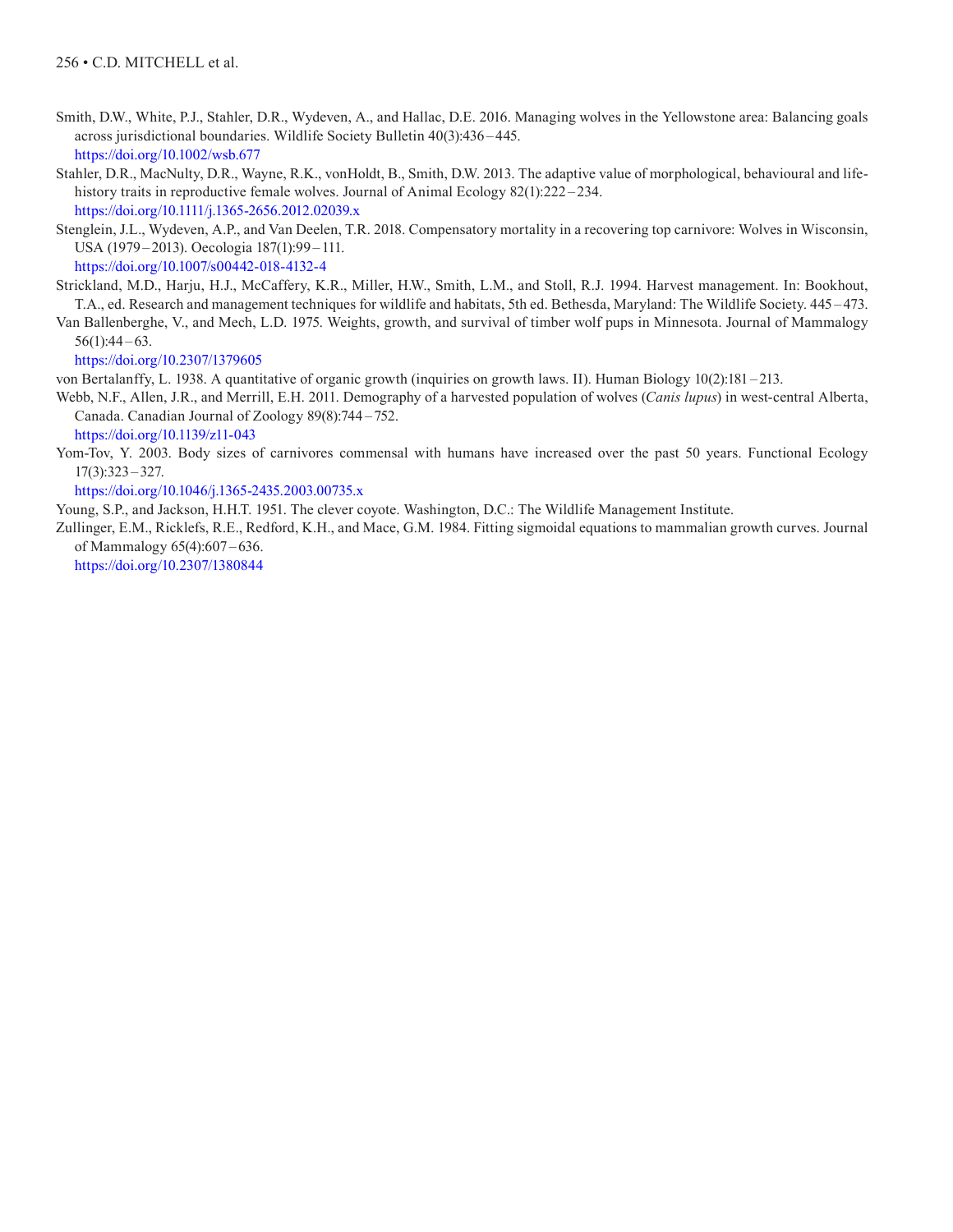Smith, D.W., White, P.J., Stahler, D.R., Wydeven, A., and Hallac, D.E. 2016. Managing wolves in the Yellowstone area: Balancing goals across jurisdictional boundaries. Wildlife Society Bulletin 40(3):436 – 445.
https://doi.org/10.1002/wsb.677

Stahler, D.R., MacNulty, D.R., Wayne, R.K., vonHoldt, B., Smith, D.W. 2013. The adaptive value of morphological, behavioural and life-history traits in reproductive female wolves. Journal of Animal Ecology 82(1):222 – 234.
https://doi.org/10.1111/j.1365-2656.2012.02039.x

Stenglein, J.L., Wydeven, A.P., and Van Deelen, T.R. 2018. Compensatory mortality in a recovering top carnivore: Wolves in Wisconsin, USA (1979 – 2013). Oecologia 187(1):99 – 111.
https://doi.org/10.1007/s00442-018-4132-4

Strickland, M.D., Harju, H.J., McCaffery, K.R., Miller, H.W., Smith, L.M., and Stoll, R.J. 1994. Harvest management. In: Bookhout, T.A., ed. Research and management techniques for wildlife and habitats, 5th ed. Bethesda, Maryland: The Wildlife Society. 445 – 473.

Van Ballenberghe, V., and Mech, L.D. 1975. Weights, growth, and survival of timber wolf pups in Minnesota. Journal of Mammalogy 56(1):44 – 63.
https://doi.org/10.2307/1379605

von Bertalanffy, L. 1938. A quantitative of organic growth (inquiries on growth laws. II). Human Biology 10(2):181 – 213.

Webb, N.F., Allen, J.R., and Merrill, E.H. 2011. Demography of a harvested population of wolves (*Canis lupus*) in west-central Alberta, Canada. Canadian Journal of Zoology 89(8):744 – 752.
https://doi.org/10.1139/z11-043

Yom-Tov, Y. 2003. Body sizes of carnivores commensal with humans have increased over the past 50 years. Functional Ecology 17(3):323 – 327.
https://doi.org/10.1046/j.1365-2435.2003.00735.x

Young, S.P., and Jackson, H.H.T. 1951. The clever coyote. Washington, D.C.: The Wildlife Management Institute.

Zullinger, E.M., Ricklefs, R.E., Redford, K.H., and Mace, G.M. 1984. Fitting sigmoidal equations to mammalian growth curves. Journal of Mammalogy 65(4):607 – 636.
https://doi.org/10.2307/1380844